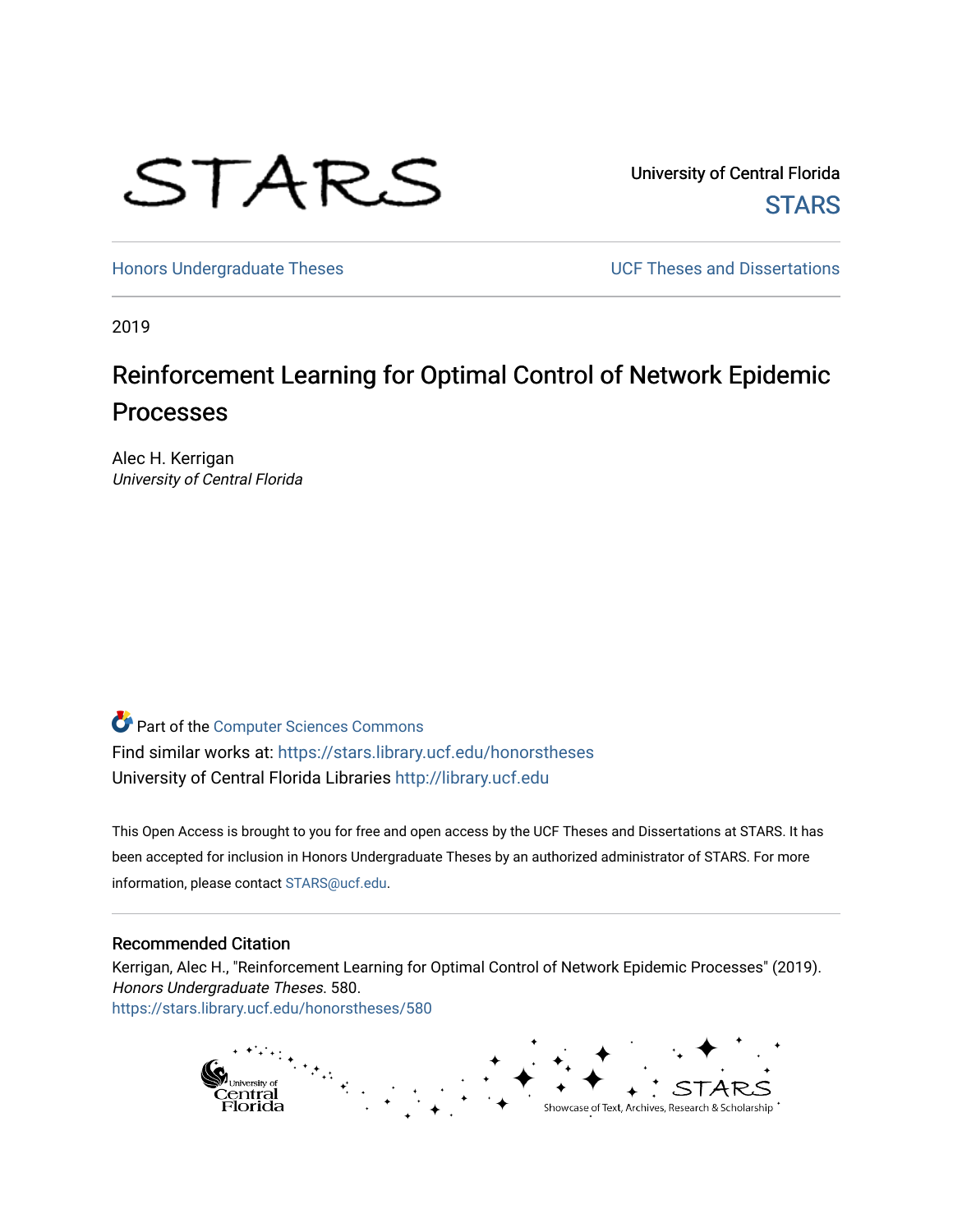STARS

University of Central Florida
STARS

Honors Undergraduate Theses | UCF Theses and Dissertations

2019

# Reinforcement Learning for Optimal Control of Network Epidemic Processes

Alec H. Kerrigan
*University of Central Florida*

Part of the Computer Sciences Commons
Find similar works at: https://stars.library.ucf.edu/honorstheses
University of Central Florida Libraries http://library.ucf.edu

This Open Access is brought to you for free and open access by the UCF Theses and Dissertations at STARS. It has been accepted for inclusion in Honors Undergraduate Theses by an authorized administrator of STARS. For more information, please contact STARS@ucf.edu.

## Recommended Citation

Kerrigan, Alec H., "Reinforcement Learning for Optimal Control of Network Epidemic Processes" (2019). *Honors Undergraduate Theses*. 580.
https://stars.library.ucf.edu/honorstheses/580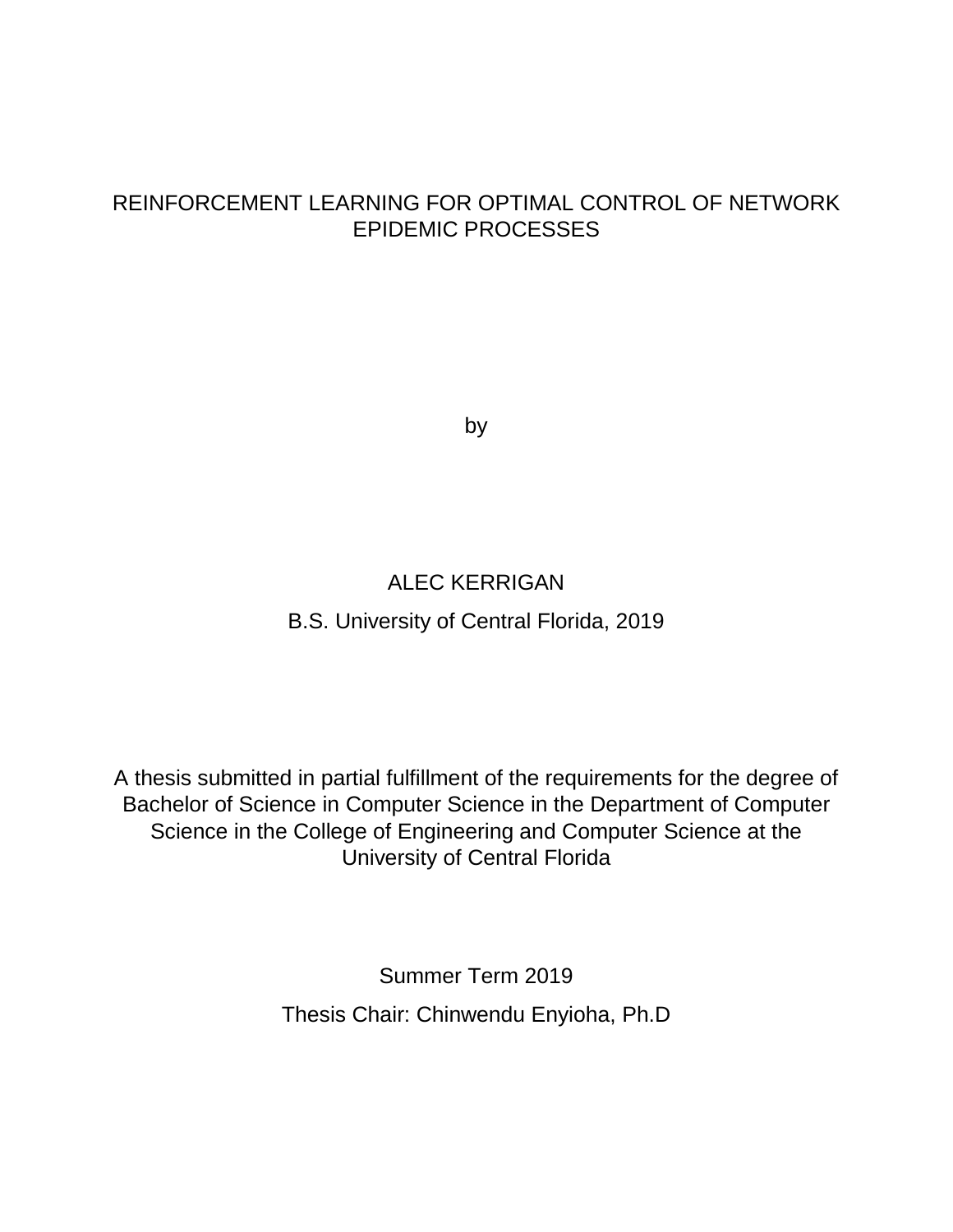# REINFORCEMENT LEARNING FOR OPTIMAL CONTROL OF NETWORK EPIDEMIC PROCESSES

by

ALEC KERRIGAN

B.S. University of Central Florida, 2019

A thesis submitted in partial fulfillment of the requirements for the degree of Bachelor of Science in Computer Science in the Department of Computer Science in the College of Engineering and Computer Science at the University of Central Florida

Summer Term 2019

Thesis Chair: Chinwendu Enyioha, Ph.D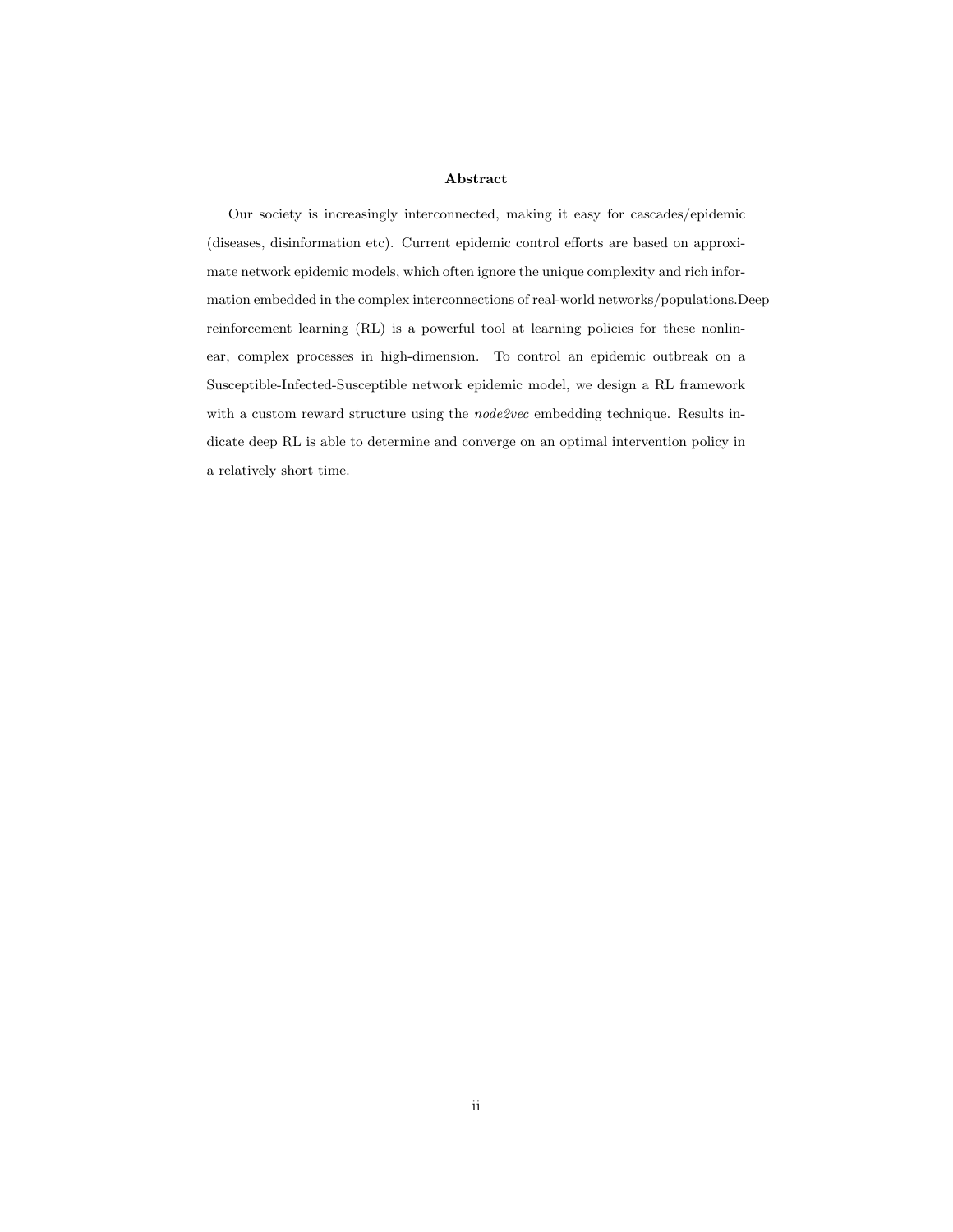## Abstract

Our society is increasingly interconnected, making it easy for cascades/epidemic (diseases, disinformation etc). Current epidemic control efforts are based on approximate network epidemic models, which often ignore the unique complexity and rich information embedded in the complex interconnections of real-world networks/populations.Deep reinforcement learning (RL) is a powerful tool at learning policies for these nonlinear, complex processes in high-dimension. To control an epidemic outbreak on a Susceptible-Infected-Susceptible network epidemic model, we design a RL framework with a custom reward structure using the *node2vec* embedding technique. Results indicate deep RL is able to determine and converge on an optimal intervention policy in a relatively short time.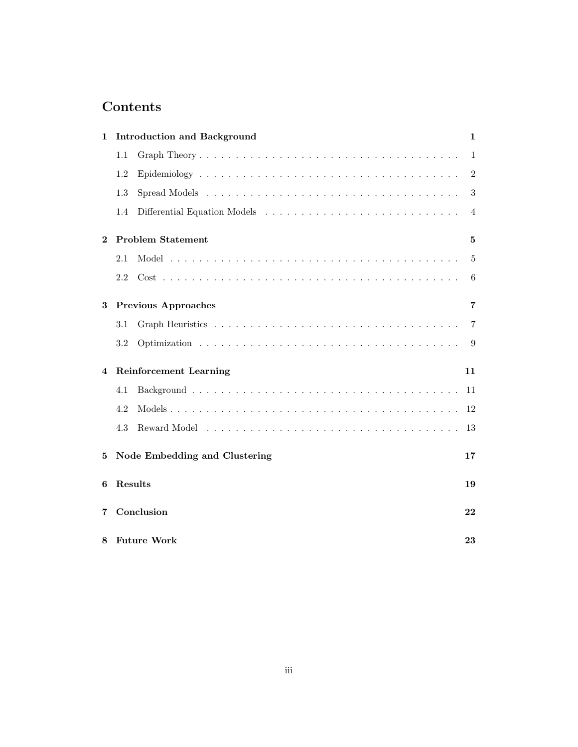# Contents

| | | |
|---|---|---|
| **1** | **Introduction and Background** | **1** |
| | 1.1 Graph Theory | 1 |
| | 1.2 Epidemiology | 2 |
| | 1.3 Spread Models | 3 |
| | 1.4 Differential Equation Models | 4 |
| **2** | **Problem Statement** | **5** |
| | 2.1 Model | 5 |
| | 2.2 Cost | 6 |
| **3** | **Previous Approaches** | **7** |
| | 3.1 Graph Heuristics | 7 |
| | 3.2 Optimization | 9 |
| **4** | **Reinforcement Learning** | **11** |
| | 4.1 Background | 11 |
| | 4.2 Models | 12 |
| | 4.3 Reward Model | 13 |
| **5** | **Node Embedding and Clustering** | **17** |
| **6** | **Results** | **19** |
| **7** | **Conclusion** | **22** |
| **8** | **Future Work** | **23** |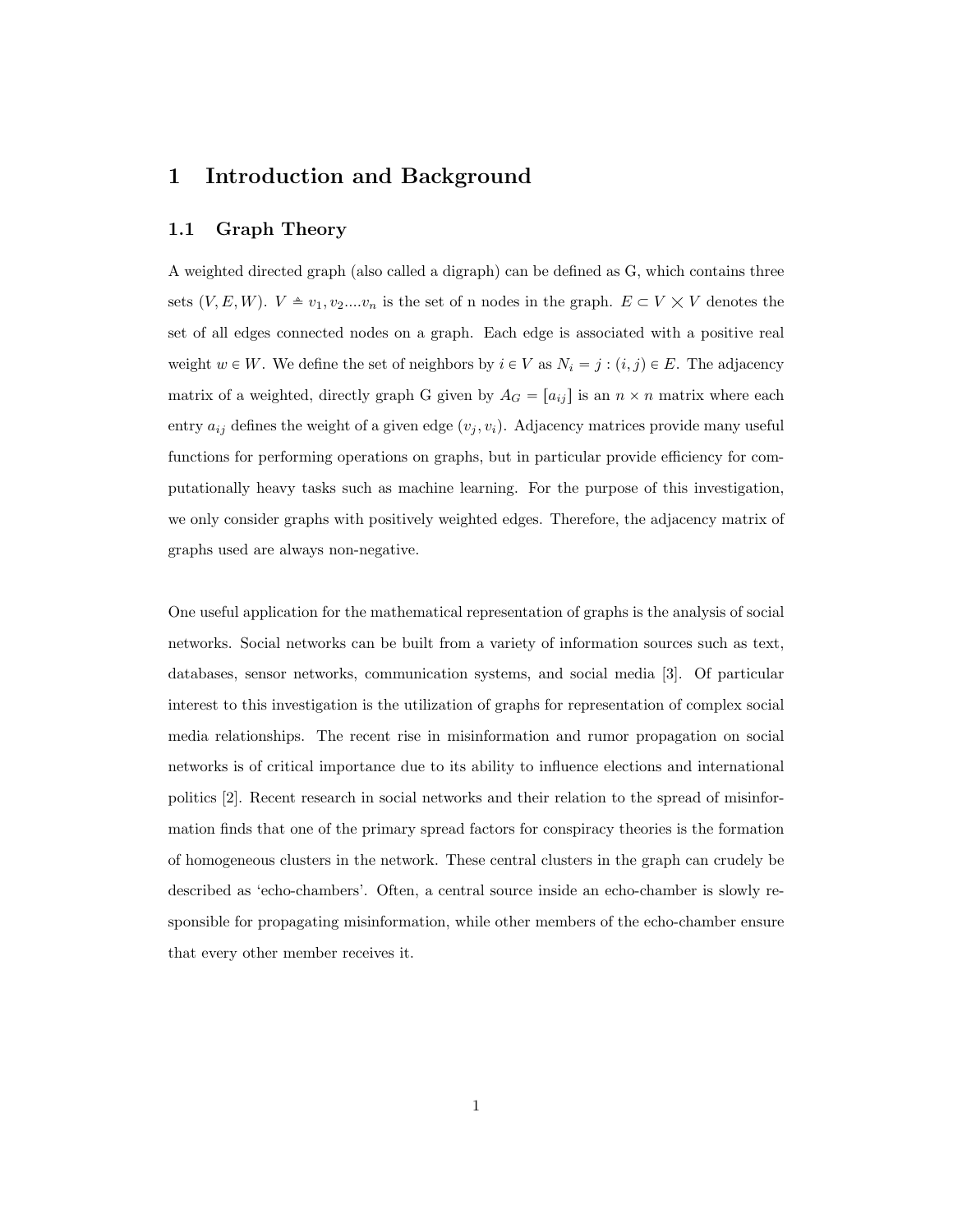# 1 Introduction and Background

## 1.1 Graph Theory

A weighted directed graph (also called a digraph) can be defined as G, which contains three sets $(V, E, W)$. $V \triangleq v_1, v_2 .... v_n$ is the set of n nodes in the graph. $E \subset V \times V$ denotes the set of all edges connected nodes on a graph. Each edge is associated with a positive real weight $w \in W$. We define the set of neighbors by $i \in V$ as $N_i = j : (i, j) \in E$. The adjacency matrix of a weighted, directly graph G given by $A_G = [a_{ij}]$ is an $n \times n$ matrix where each entry $a_{ij}$ defines the weight of a given edge $(v_j, v_i)$. Adjacency matrices provide many useful functions for performing operations on graphs, but in particular provide efficiency for computationally heavy tasks such as machine learning. For the purpose of this investigation, we only consider graphs with positively weighted edges. Therefore, the adjacency matrix of graphs used are always non-negative.

One useful application for the mathematical representation of graphs is the analysis of social networks. Social networks can be built from a variety of information sources such as text, databases, sensor networks, communication systems, and social media [3]. Of particular interest to this investigation is the utilization of graphs for representation of complex social media relationships. The recent rise in misinformation and rumor propagation on social networks is of critical importance due to its ability to influence elections and international politics [2]. Recent research in social networks and their relation to the spread of misinformation finds that one of the primary spread factors for conspiracy theories is the formation of homogeneous clusters in the network. These central clusters in the graph can crudely be described as 'echo-chambers'. Often, a central source inside an echo-chamber is slowly responsible for propagating misinformation, while other members of the echo-chamber ensure that every other member receives it.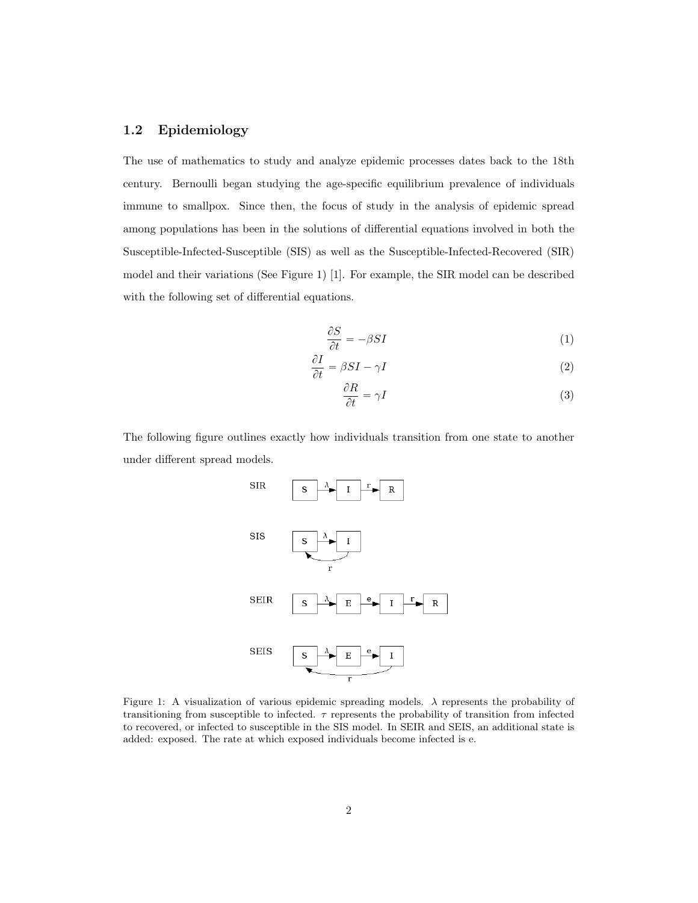## 1.2 Epidemiology

The use of mathematics to study and analyze epidemic processes dates back to the 18th century. Bernoulli began studying the age-specific equilibrium prevalence of individuals immune to smallpox. Since then, the focus of study in the analysis of epidemic spread among populations has been in the solutions of differential equations involved in both the Susceptible-Infected-Susceptible (SIS) as well as the Susceptible-Infected-Recovered (SIR) model and their variations (See Figure 1) [1]. For example, the SIR model can be described with the following set of differential equations.

$$\frac{\partial S}{\partial t} = -\beta SI \tag{1}$$

$$\frac{\partial I}{\partial t} = \beta SI - \gamma I \tag{2}$$

$$\frac{\partial R}{\partial t} = \gamma I \tag{3}$$

The following figure outlines exactly how individuals transition from one state to another under different spread models.

SIR: S →(λ) I →(r) R

SIS: S →(λ) I, I →(r) S

SEIR: S →(λ) E →(e) I →(r) R

SEIS: S →(λ) E →(e) I, I →(r) S

Figure 1: A visualization of various epidemic spreading models. $\lambda$ represents the probability of transitioning from susceptible to infected. $\tau$ represents the probability of transition from infected to recovered, or infected to susceptible in the SIS model. In SEIR and SEIS, an additional state is added: exposed. The rate at which exposed individuals become infected is e.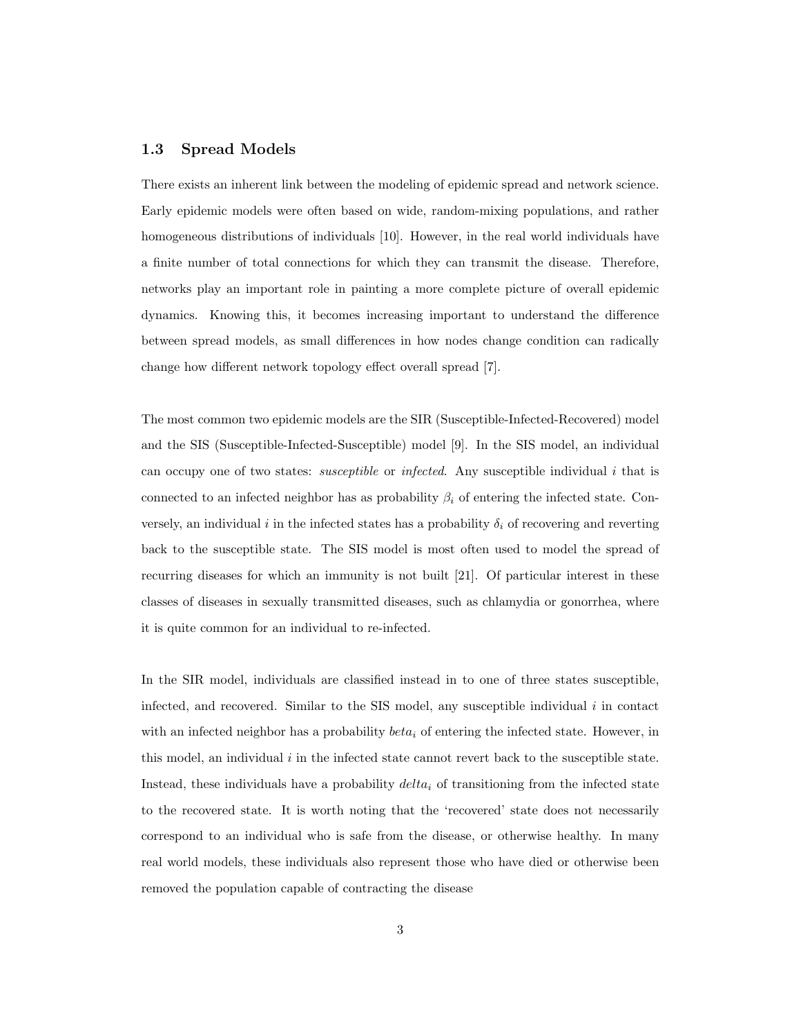### 1.3 Spread Models

There exists an inherent link between the modeling of epidemic spread and network science. Early epidemic models were often based on wide, random-mixing populations, and rather homogeneous distributions of individuals [10]. However, in the real world individuals have a finite number of total connections for which they can transmit the disease. Therefore, networks play an important role in painting a more complete picture of overall epidemic dynamics. Knowing this, it becomes increasing important to understand the difference between spread models, as small differences in how nodes change condition can radically change how different network topology effect overall spread [7].

The most common two epidemic models are the SIR (Susceptible-Infected-Recovered) model and the SIS (Susceptible-Infected-Susceptible) model [9]. In the SIS model, an individual can occupy one of two states: *susceptible* or *infected*. Any susceptible individual $i$ that is connected to an infected neighbor has as probability $\beta_i$ of entering the infected state. Conversely, an individual $i$ in the infected states has a probability $\delta_i$ of recovering and reverting back to the susceptible state. The SIS model is most often used to model the spread of recurring diseases for which an immunity is not built [21]. Of particular interest in these classes of diseases in sexually transmitted diseases, such as chlamydia or gonorrhea, where it is quite common for an individual to re-infected.

In the SIR model, individuals are classified instead in to one of three states susceptible, infected, and recovered. Similar to the SIS model, any susceptible individual $i$ in contact with an infected neighbor has a probability $beta_i$ of entering the infected state. However, in this model, an individual $i$ in the infected state cannot revert back to the susceptible state. Instead, these individuals have a probability $delta_i$ of transitioning from the infected state to the recovered state. It is worth noting that the 'recovered' state does not necessarily correspond to an individual who is safe from the disease, or otherwise healthy. In many real world models, these individuals also represent those who have died or otherwise been removed the population capable of contracting the disease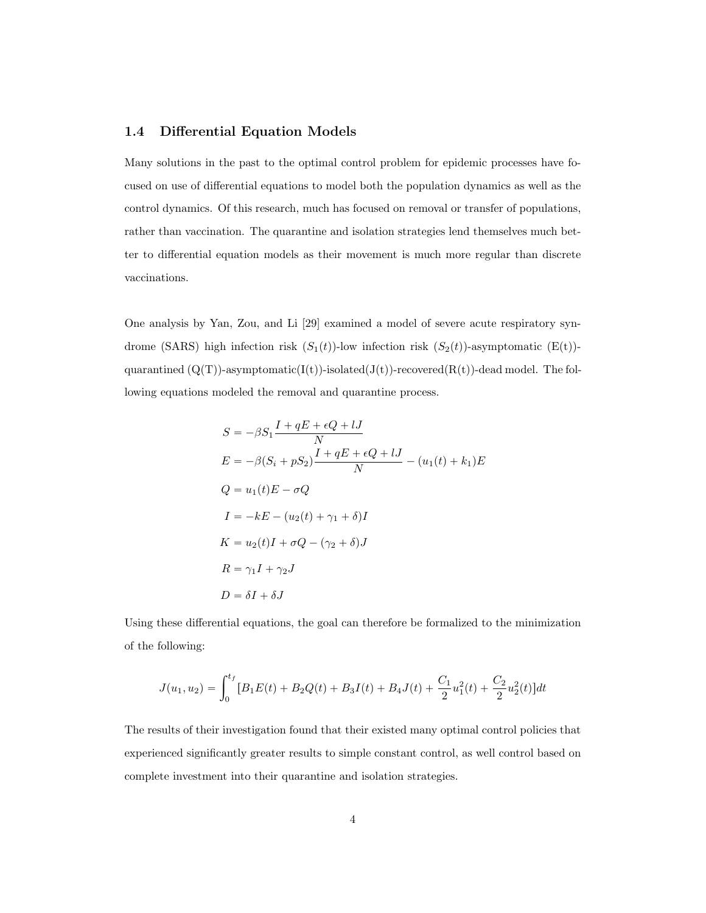### 1.4 Differential Equation Models

Many solutions in the past to the optimal control problem for epidemic processes have focused on use of differential equations to model both the population dynamics as well as the control dynamics. Of this research, much has focused on removal or transfer of populations, rather than vaccination. The quarantine and isolation strategies lend themselves much better to differential equation models as their movement is much more regular than discrete vaccinations.

One analysis by Yan, Zou, and Li [29] examined a model of severe acute respiratory syndrome (SARS) high infection risk ($S_1(t)$)-low infection risk ($S_2(t)$)-asymptomatic (E(t))-quarantined (Q(T))-asymptomatic(I(t))-isolated(J(t))-recovered(R(t))-dead model. The following equations modeled the removal and quarantine process.

$$
\begin{aligned}
S &= -\beta S_1 \frac{I + qE + \epsilon Q + lJ}{N} \\
E &= -\beta(S_i + pS_2)\frac{I + qE + \epsilon Q + lJ}{N} - (u_1(t) + k_1)E \\
Q &= u_1(t)E - \sigma Q \\
I &= -kE - (u_2(t) + \gamma_1 + \delta)I \\
K &= u_2(t)I + \sigma Q - (\gamma_2 + \delta)J \\
R &= \gamma_1 I + \gamma_2 J \\
D &= \delta I + \delta J
\end{aligned}
$$

Using these differential equations, the goal can therefore be formalized to the minimization of the following:

$$
J(u_1, u_2) = \int_0^{t_f} [B_1 E(t) + B_2 Q(t) + B_3 I(t) + B_4 J(t) + \frac{C_1}{2}u_1^2(t) + \frac{C_2}{2}u_2^2(t)]dt
$$

The results of their investigation found that their existed many optimal control policies that experienced significantly greater results to simple constant control, as well control based on complete investment into their quarantine and isolation strategies.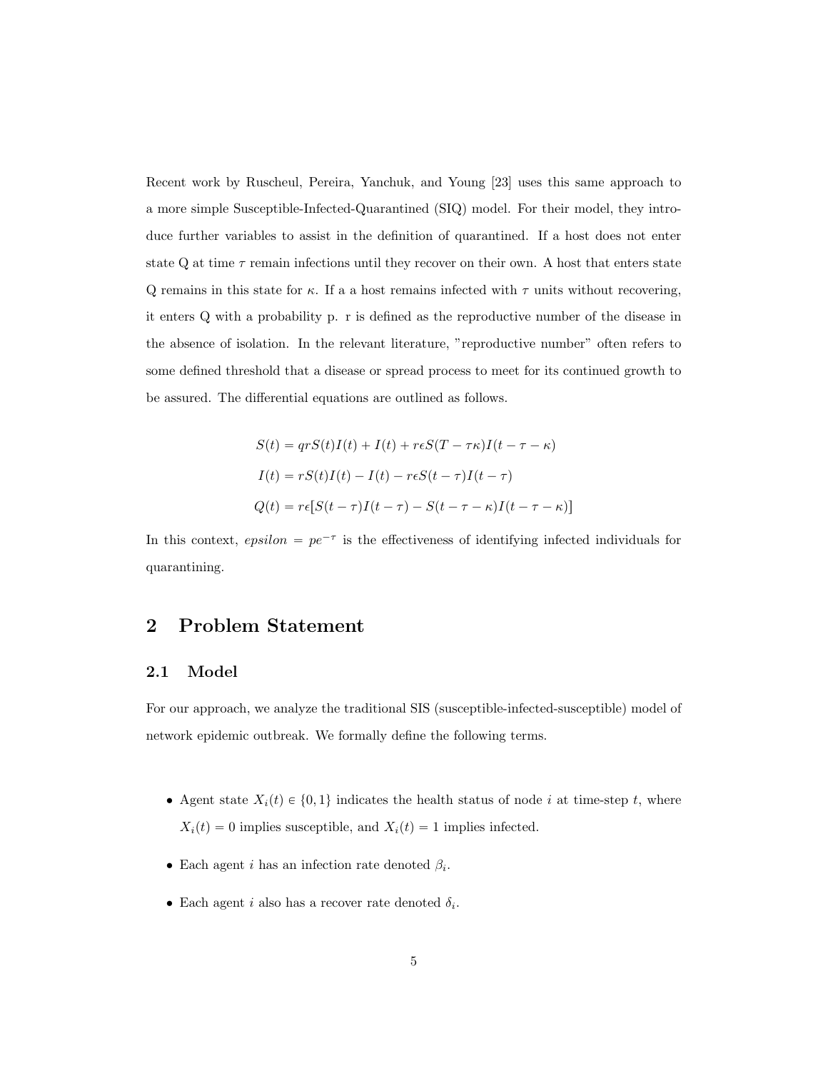Recent work by Ruscheul, Pereira, Yanchuk, and Young [23] uses this same approach to a more simple Susceptible-Infected-Quarantined (SIQ) model. For their model, they introduce further variables to assist in the definition of quarantined. If a host does not enter state Q at time $\tau$ remain infections until they recover on their own. A host that enters state Q remains in this state for $\kappa$. If a a host remains infected with $\tau$ units without recovering, it enters Q with a probability p. r is defined as the reproductive number of the disease in the absence of isolation. In the relevant literature, "reproductive number" often refers to some defined threshold that a disease or spread process to meet for its continued growth to be assured. The differential equations are outlined as follows.

$$
\begin{aligned}
S(t) &= qrS(t)I(t) + I(t) + r\epsilon S(T - \tau\kappa)I(t - \tau - \kappa) \\
I(t) &= rS(t)I(t) - I(t) - r\epsilon S(t - \tau)I(t - \tau) \\
Q(t) &= r\epsilon\big[S(t - \tau)I(t - \tau) - S(t - \tau - \kappa)I(t - \tau - \kappa)\big]
\end{aligned}
$$

In this context, $epsilon = pe^{-\tau}$ is the effectiveness of identifying infected individuals for quarantining.

## 2 Problem Statement

### 2.1 Model

For our approach, we analyze the traditional SIS (susceptible-infected-susceptible) model of network epidemic outbreak. We formally define the following terms.

- Agent state $X_i(t) \in \{0, 1\}$ indicates the health status of node $i$ at time-step $t$, where $X_i(t) = 0$ implies susceptible, and $X_i(t) = 1$ implies infected.
- Each agent $i$ has an infection rate denoted $\beta_i$.
- Each agent $i$ also has a recover rate denoted $\delta_i$.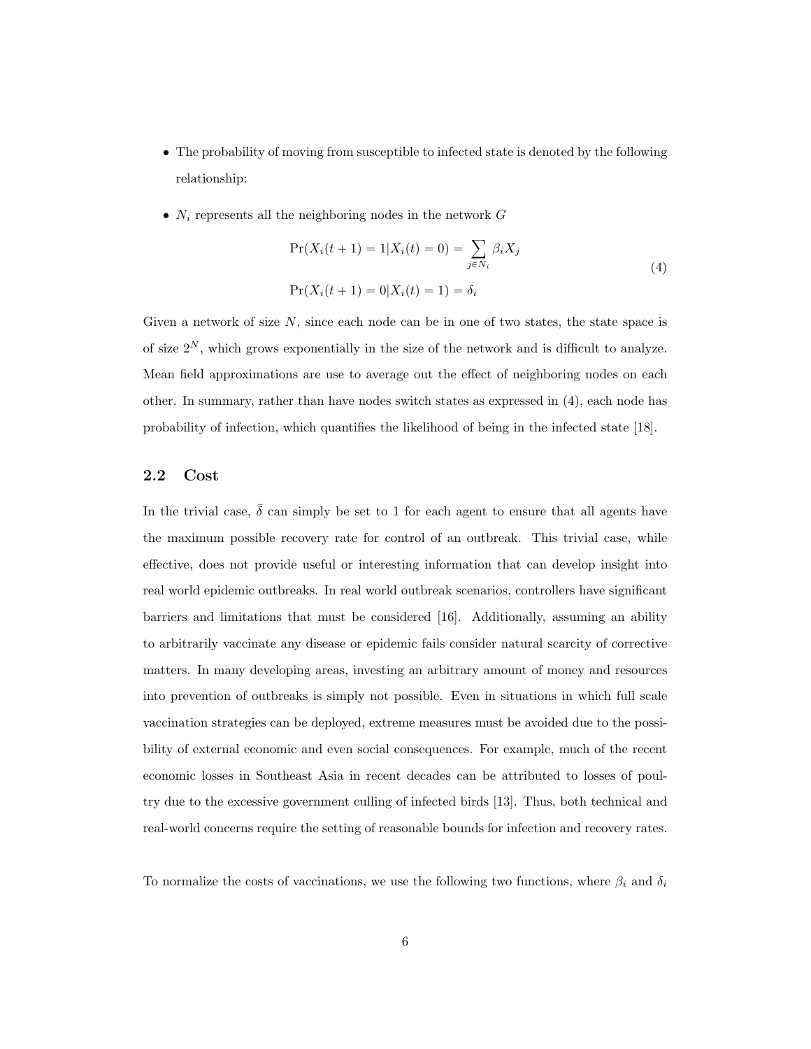- The probability of moving from susceptible to infected state is denoted by the following relationship:
- $N_i$ represents all the neighboring nodes in the network $G$

$$
\begin{aligned}
\Pr(X_i(t+1) = 1 | X_i(t) = 0) &= \sum_{j \in N_i} \beta_i X_j \\
\Pr(X_i(t+1) = 0 | X_i(t) = 1) &= \delta_i
\end{aligned}
\tag{4}
$$

Given a network of size $N$, since each node can be in one of two states, the state space is of size $2^N$, which grows exponentially in the size of the network and is difficult to analyze. Mean field approximations are use to average out the effect of neighboring nodes on each other. In summary, rather than have nodes switch states as expressed in (4), each node has probability of infection, which quantifies the likelihood of being in the infected state [18].

## 2.2 Cost

In the trivial case, $\bar{\delta}$ can simply be set to 1 for each agent to ensure that all agents have the maximum possible recovery rate for control of an outbreak. This trivial case, while effective, does not provide useful or interesting information that can develop insight into real world epidemic outbreaks. In real world outbreak scenarios, controllers have significant barriers and limitations that must be considered [16]. Additionally, assuming an ability to arbitrarily vaccinate any disease or epidemic fails consider natural scarcity of corrective matters. In many developing areas, investing an arbitrary amount of money and resources into prevention of outbreaks is simply not possible. Even in situations in which full scale vaccination strategies can be deployed, extreme measures must be avoided due to the possibility of external economic and even social consequences. For example, much of the recent economic losses in Southeast Asia in recent decades can be attributed to losses of poultry due to the excessive government culling of infected birds [13]. Thus, both technical and real-world concerns require the setting of reasonable bounds for infection and recovery rates.

To normalize the costs of vaccinations, we use the following two functions, where $\beta_i$ and $\delta_i$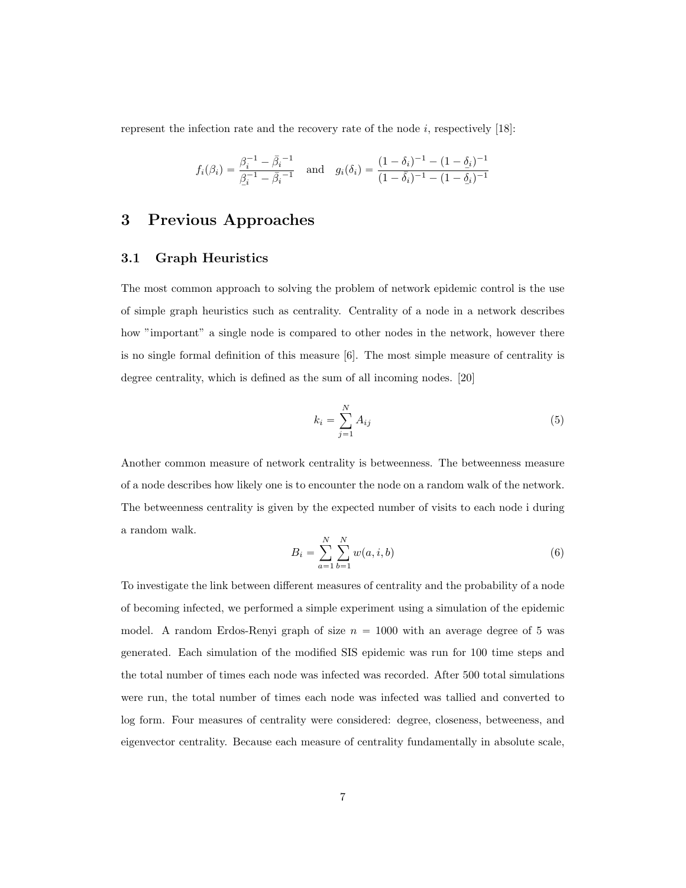represent the infection rate and the recovery rate of the node $i$, respectively [18]:

$$f_i(\beta_i) = \frac{\beta_i^{-1} - \bar{\beta}_i^{-1}}{\underline{\beta}_i^{-1} - \bar{\beta}_i^{-1}} \quad \text{and} \quad g_i(\delta_i) = \frac{(1-\delta_i)^{-1} - (1-\underline{\delta}_i)^{-1}}{(1-\bar{\delta}_i)^{-1} - (1-\underline{\delta}_i)^{-1}}$$

# 3 Previous Approaches

## 3.1 Graph Heuristics

The most common approach to solving the problem of network epidemic control is the use of simple graph heuristics such as centrality. Centrality of a node in a network describes how "important" a single node is compared to other nodes in the network, however there is no single formal definition of this measure [6]. The most simple measure of centrality is degree centrality, which is defined as the sum of all incoming nodes. [20]

$$k_i = \sum_{j=1}^{N} A_{ij} \tag{5}$$

Another common measure of network centrality is betweenness. The betweenness measure of a node describes how likely one is to encounter the node on a random walk of the network. The betweenness centrality is given by the expected number of visits to each node i during a random walk.

$$B_i = \sum_{a=1}^{N} \sum_{b=1}^{N} w(a, i, b) \tag{6}$$

To investigate the link between different measures of centrality and the probability of a node of becoming infected, we performed a simple experiment using a simulation of the epidemic model. A random Erdos-Renyi graph of size $n = 1000$ with an average degree of 5 was generated. Each simulation of the modified SIS epidemic was run for 100 time steps and the total number of times each node was infected was recorded. After 500 total simulations were run, the total number of times each node was infected was tallied and converted to log form. Four measures of centrality were considered: degree, closeness, betweeness, and eigenvector centrality. Because each measure of centrality fundamentally in absolute scale,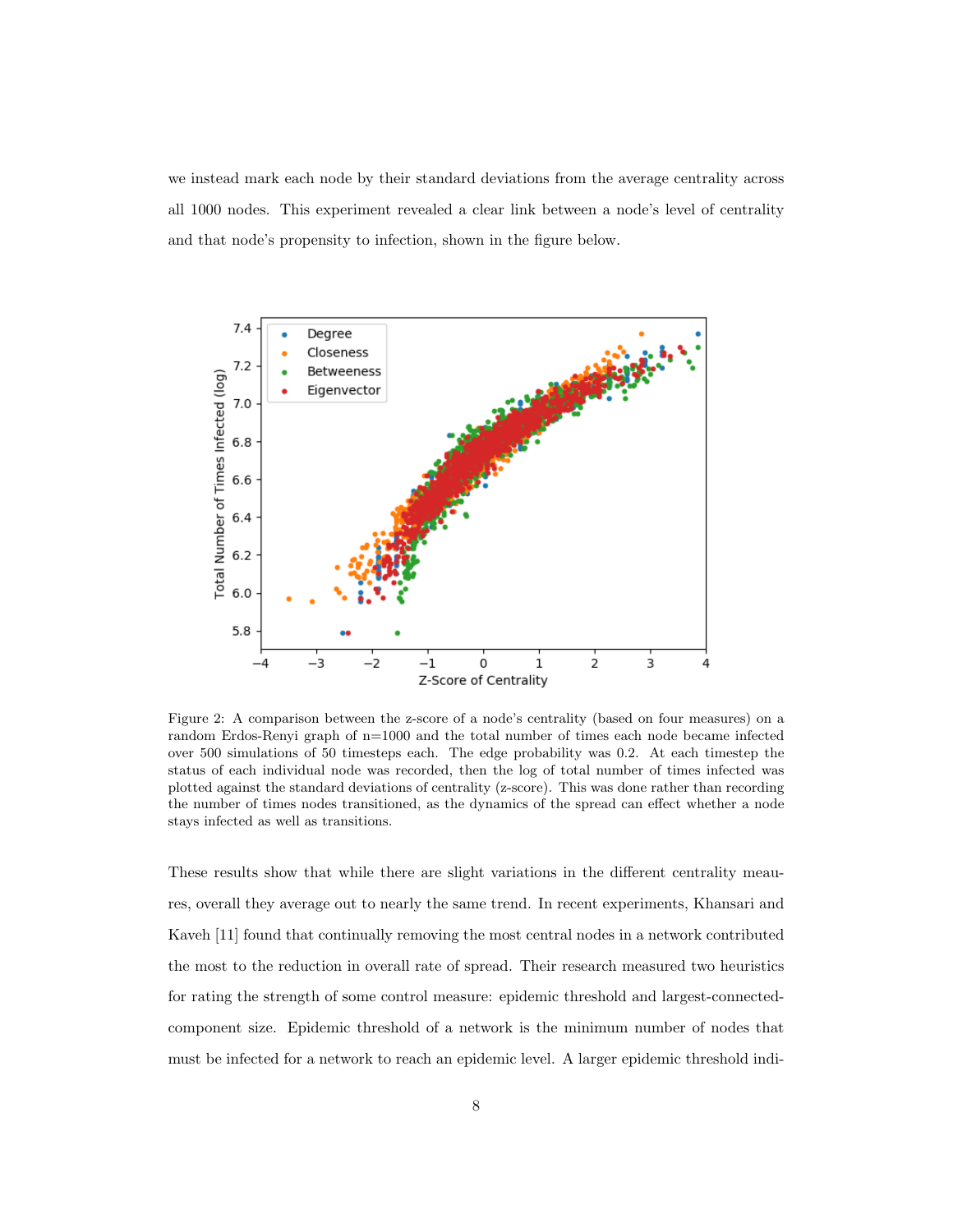we instead mark each node by their standard deviations from the average centrality across all 1000 nodes. This experiment revealed a clear link between a node's level of centrality and that node's propensity to infection, shown in the figure below.

Figure 2: A comparison between the z-score of a node's centrality (based on four measures) on a random Erdos-Renyi graph of n=1000 and the total number of times each node became infected over 500 simulations of 50 timesteps each. The edge probability was 0.2. At each timestep the status of each individual node was recorded, then the log of total number of times infected was plotted against the standard deviations of centrality (z-score). This was done rather than recording the number of times nodes transitioned, as the dynamics of the spread can effect whether a node stays infected as well as transitions.

These results show that while there are slight variations in the different centrality meaures, overall they average out to nearly the same trend. In recent experiments, Khansari and Kaveh [11] found that continually removing the most central nodes in a network contributed the most to the reduction in overall rate of spread. Their research measured two heuristics for rating the strength of some control measure: epidemic threshold and largest-connected-component size. Epidemic threshold of a network is the minimum number of nodes that must be infected for a network to reach an epidemic level. A larger epidemic threshold indi-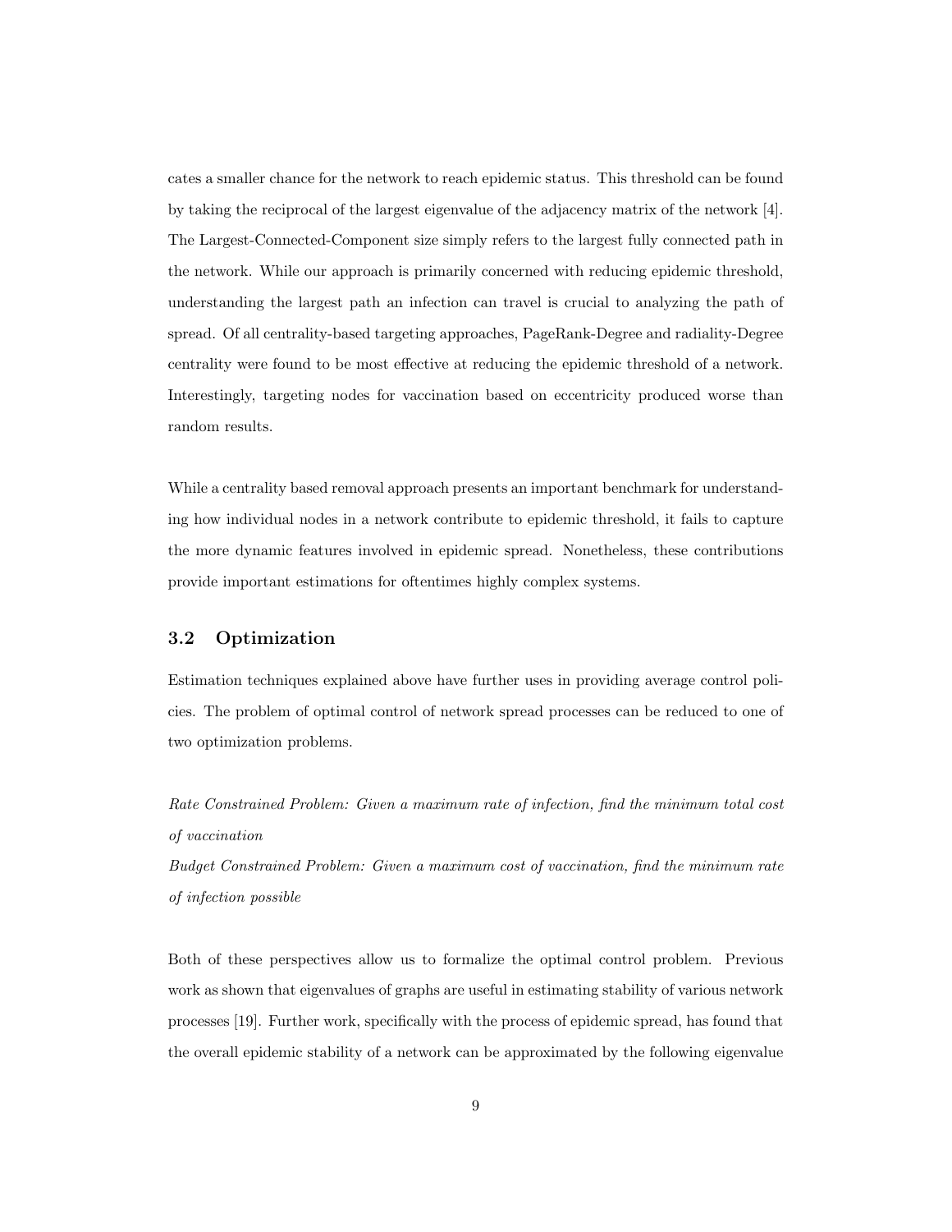cates a smaller chance for the network to reach epidemic status. This threshold can be found by taking the reciprocal of the largest eigenvalue of the adjacency matrix of the network [4]. The Largest-Connected-Component size simply refers to the largest fully connected path in the network. While our approach is primarily concerned with reducing epidemic threshold, understanding the largest path an infection can travel is crucial to analyzing the path of spread. Of all centrality-based targeting approaches, PageRank-Degree and radiality-Degree centrality were found to be most effective at reducing the epidemic threshold of a network. Interestingly, targeting nodes for vaccination based on eccentricity produced worse than random results.

While a centrality based removal approach presents an important benchmark for understanding how individual nodes in a network contribute to epidemic threshold, it fails to capture the more dynamic features involved in epidemic spread. Nonetheless, these contributions provide important estimations for oftentimes highly complex systems.

### 3.2 Optimization

Estimation techniques explained above have further uses in providing average control policies. The problem of optimal control of network spread processes can be reduced to one of two optimization problems.

*Rate Constrained Problem: Given a maximum rate of infection, find the minimum total cost of vaccination*

*Budget Constrained Problem: Given a maximum cost of vaccination, find the minimum rate of infection possible*

Both of these perspectives allow us to formalize the optimal control problem. Previous work as shown that eigenvalues of graphs are useful in estimating stability of various network processes [19]. Further work, specifically with the process of epidemic spread, has found that the overall epidemic stability of a network can be approximated by the following eigenvalue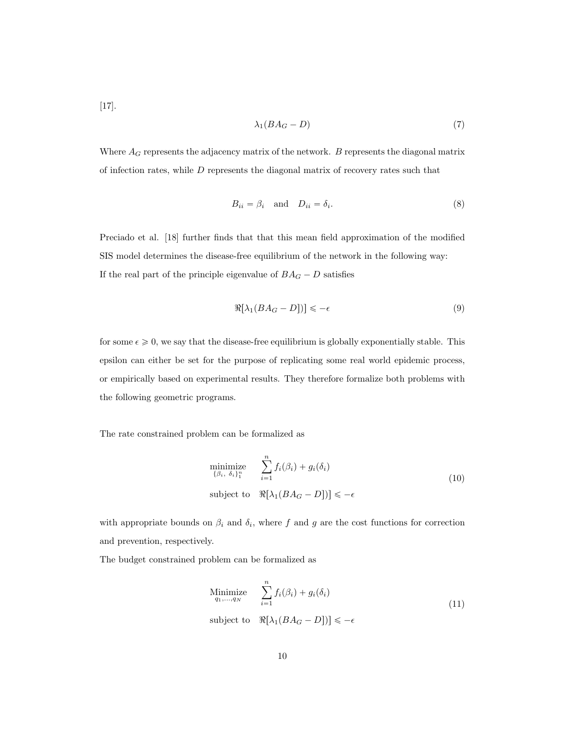[17].

$$\lambda_1(BA_G - D) \tag{7}$$

Where $A_G$ represents the adjacency matrix of the network. $B$ represents the diagonal matrix of infection rates, while $D$ represents the diagonal matrix of recovery rates such that

$$B_{ii} = \beta_i \quad \text{and} \quad D_{ii} = \delta_i. \tag{8}$$

Preciado et al. [18] further finds that that this mean field approximation of the modified SIS model determines the disease-free equilibrium of the network in the following way:
If the real part of the principle eigenvalue of $BA_G - D$ satisfies

$$\Re[\lambda_1(BA_G - D])] \leqslant -\epsilon \tag{9}$$

for some $\epsilon \geqslant 0$, we say that the disease-free equilibrium is globally exponentially stable. This epsilon can either be set for the purpose of replicating some real world epidemic process, or empirically based on experimental results. They therefore formalize both problems with the following geometric programs.

The rate constrained problem can be formalized as

$$\begin{aligned} \underset{\{\beta_i,\ \delta_i\}_1^n}{\text{minimize}} \quad & \sum_{i=1}^{n} f_i(\beta_i) + g_i(\delta_i) \\ \text{subject to} \quad & \Re[\lambda_1(BA_G - D])] \leqslant -\epsilon \end{aligned} \tag{10}$$

with appropriate bounds on $\beta_i$ and $\delta_i$, where $f$ and $g$ are the cost functions for correction and prevention, respectively.
The budget constrained problem can be formalized as

$$\begin{aligned} \underset{q_1,\ldots,q_N}{\text{Minimize}} \quad & \sum_{i=1}^{n} f_i(\beta_i) + g_i(\delta_i) \\ \text{subject to} \quad & \Re[\lambda_1(BA_G - D])] \leqslant -\epsilon \end{aligned} \tag{11}$$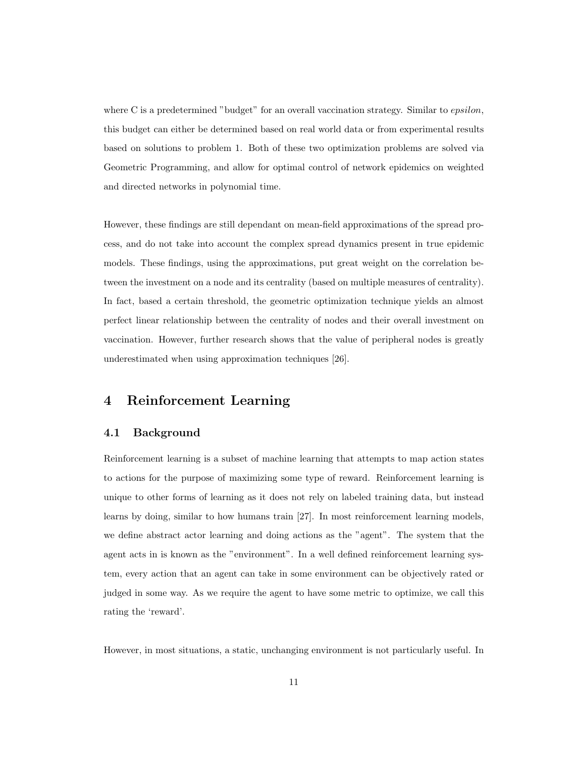where C is a predetermined "budget" for an overall vaccination strategy. Similar to *epsilon*, this budget can either be determined based on real world data or from experimental results based on solutions to problem 1. Both of these two optimization problems are solved via Geometric Programming, and allow for optimal control of network epidemics on weighted and directed networks in polynomial time.

However, these findings are still dependant on mean-field approximations of the spread process, and do not take into account the complex spread dynamics present in true epidemic models. These findings, using the approximations, put great weight on the correlation between the investment on a node and its centrality (based on multiple measures of centrality). In fact, based a certain threshold, the geometric optimization technique yields an almost perfect linear relationship between the centrality of nodes and their overall investment on vaccination. However, further research shows that the value of peripheral nodes is greatly underestimated when using approximation techniques [26].

# 4 Reinforcement Learning

## 4.1 Background

Reinforcement learning is a subset of machine learning that attempts to map action states to actions for the purpose of maximizing some type of reward. Reinforcement learning is unique to other forms of learning as it does not rely on labeled training data, but instead learns by doing, similar to how humans train [27]. In most reinforcement learning models, we define abstract actor learning and doing actions as the "agent". The system that the agent acts in is known as the "environment". In a well defined reinforcement learning system, every action that an agent can take in some environment can be objectively rated or judged in some way. As we require the agent to have some metric to optimize, we call this rating the 'reward'.

However, in most situations, a static, unchanging environment is not particularly useful. In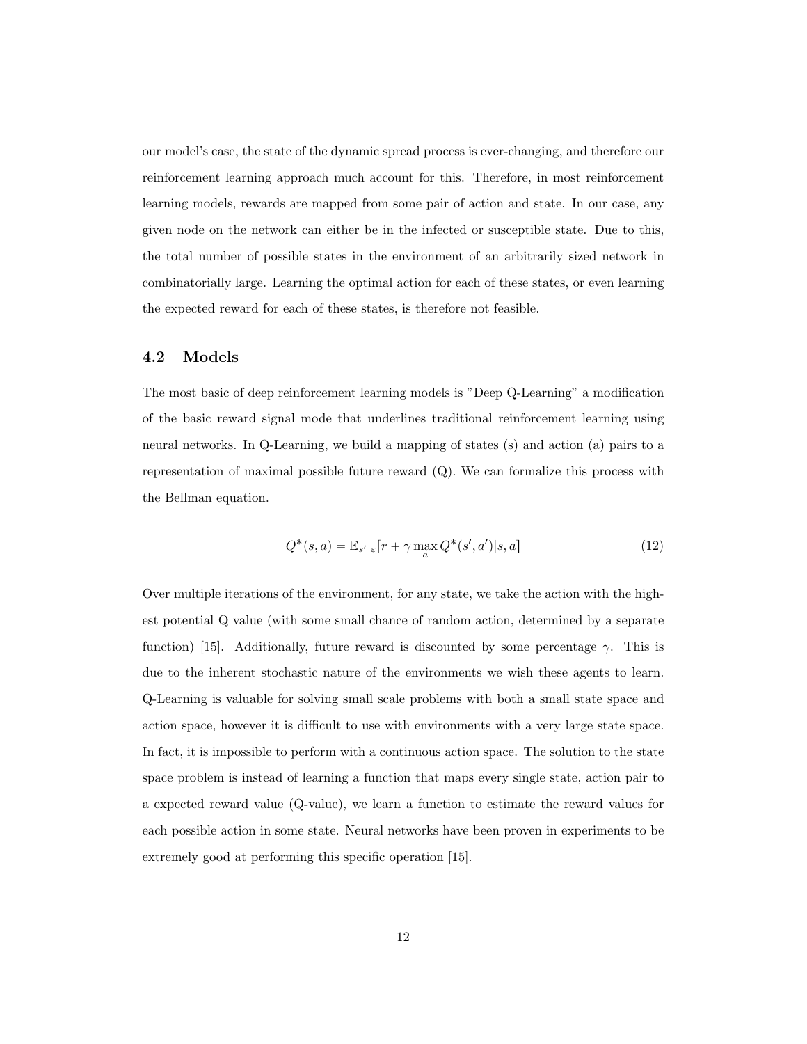our model's case, the state of the dynamic spread process is ever-changing, and therefore our reinforcement learning approach much account for this. Therefore, in most reinforcement learning models, rewards are mapped from some pair of action and state. In our case, any given node on the network can either be in the infected or susceptible state. Due to this, the total number of possible states in the environment of an arbitrarily sized network in combinatorially large. Learning the optimal action for each of these states, or even learning the expected reward for each of these states, is therefore not feasible.

## 4.2 Models

The most basic of deep reinforcement learning models is "Deep Q-Learning" a modification of the basic reward signal mode that underlines traditional reinforcement learning using neural networks. In Q-Learning, we build a mapping of states (s) and action (a) pairs to a representation of maximal possible future reward (Q). We can formalize this process with the Bellman equation.

$$Q^*(s, a) = \mathbb{E}_{s'\ \varepsilon}[r + \gamma \max_{a} Q^*(s', a')|s, a] \tag{12}$$

Over multiple iterations of the environment, for any state, we take the action with the highest potential Q value (with some small chance of random action, determined by a separate function) [15]. Additionally, future reward is discounted by some percentage $\gamma$. This is due to the inherent stochastic nature of the environments we wish these agents to learn. Q-Learning is valuable for solving small scale problems with both a small state space and action space, however it is difficult to use with environments with a very large state space. In fact, it is impossible to perform with a continuous action space. The solution to the state space problem is instead of learning a function that maps every single state, action pair to a expected reward value (Q-value), we learn a function to estimate the reward values for each possible action in some state. Neural networks have been proven in experiments to be extremely good at performing this specific operation [15].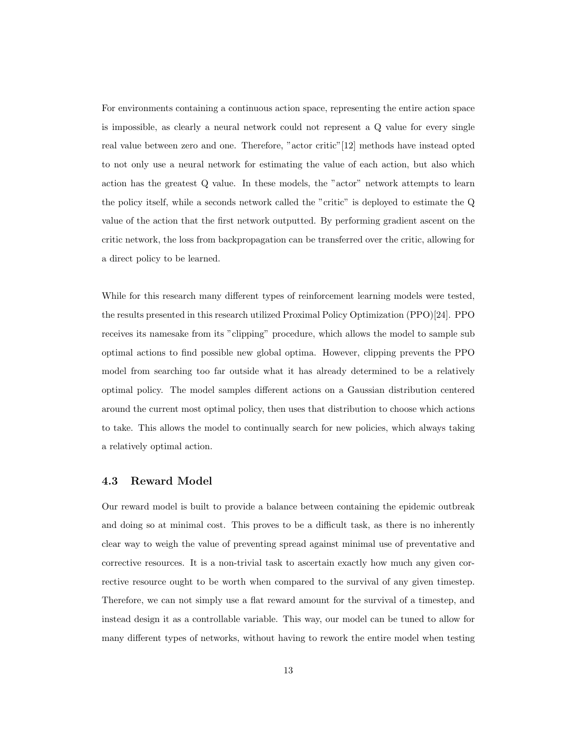For environments containing a continuous action space, representing the entire action space is impossible, as clearly a neural network could not represent a Q value for every single real value between zero and one. Therefore, "actor critic"[12] methods have instead opted to not only use a neural network for estimating the value of each action, but also which action has the greatest Q value. In these models, the "actor" network attempts to learn the policy itself, while a seconds network called the "critic" is deployed to estimate the Q value of the action that the first network outputted. By performing gradient ascent on the critic network, the loss from backpropagation can be transferred over the critic, allowing for a direct policy to be learned.

While for this research many different types of reinforcement learning models were tested, the results presented in this research utilized Proximal Policy Optimization (PPO)[24]. PPO receives its namesake from its "clipping" procedure, which allows the model to sample sub optimal actions to find possible new global optima. However, clipping prevents the PPO model from searching too far outside what it has already determined to be a relatively optimal policy. The model samples different actions on a Gaussian distribution centered around the current most optimal policy, then uses that distribution to choose which actions to take. This allows the model to continually search for new policies, which always taking a relatively optimal action.

### 4.3 Reward Model

Our reward model is built to provide a balance between containing the epidemic outbreak and doing so at minimal cost. This proves to be a difficult task, as there is no inherently clear way to weigh the value of preventing spread against minimal use of preventative and corrective resources. It is a non-trivial task to ascertain exactly how much any given corrective resource ought to be worth when compared to the survival of any given timestep. Therefore, we can not simply use a flat reward amount for the survival of a timestep, and instead design it as a controllable variable. This way, our model can be tuned to allow for many different types of networks, without having to rework the entire model when testing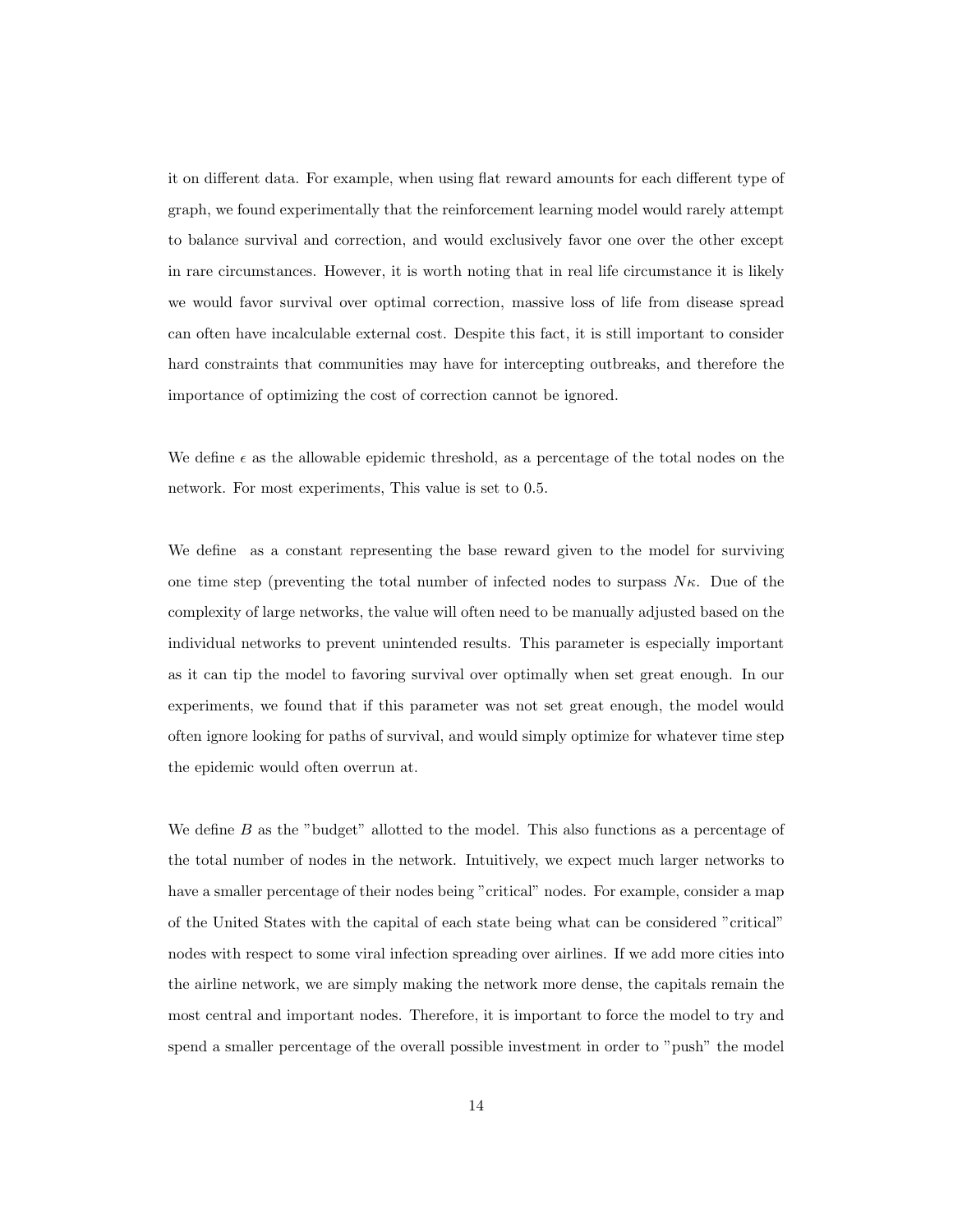it on different data. For example, when using flat reward amounts for each different type of graph, we found experimentally that the reinforcement learning model would rarely attempt to balance survival and correction, and would exclusively favor one over the other except in rare circumstances. However, it is worth noting that in real life circumstance it is likely we would favor survival over optimal correction, massive loss of life from disease spread can often have incalculable external cost. Despite this fact, it is still important to consider hard constraints that communities may have for intercepting outbreaks, and therefore the importance of optimizing the cost of correction cannot be ignored.

We define $\epsilon$ as the allowable epidemic threshold, as a percentage of the total nodes on the network. For most experiments, This value is set to 0.5.

We define  as a constant representing the base reward given to the model for surviving one time step (preventing the total number of infected nodes to surpass $N\kappa$. Due of the complexity of large networks, the value will often need to be manually adjusted based on the individual networks to prevent unintended results. This parameter is especially important as it can tip the model to favoring survival over optimally when set great enough. In our experiments, we found that if this parameter was not set great enough, the model would often ignore looking for paths of survival, and would simply optimize for whatever time step the epidemic would often overrun at.

We define $B$ as the "budget" allotted to the model. This also functions as a percentage of the total number of nodes in the network. Intuitively, we expect much larger networks to have a smaller percentage of their nodes being "critical" nodes. For example, consider a map of the United States with the capital of each state being what can be considered "critical" nodes with respect to some viral infection spreading over airlines. If we add more cities into the airline network, we are simply making the network more dense, the capitals remain the most central and important nodes. Therefore, it is important to force the model to try and spend a smaller percentage of the overall possible investment in order to "push" the model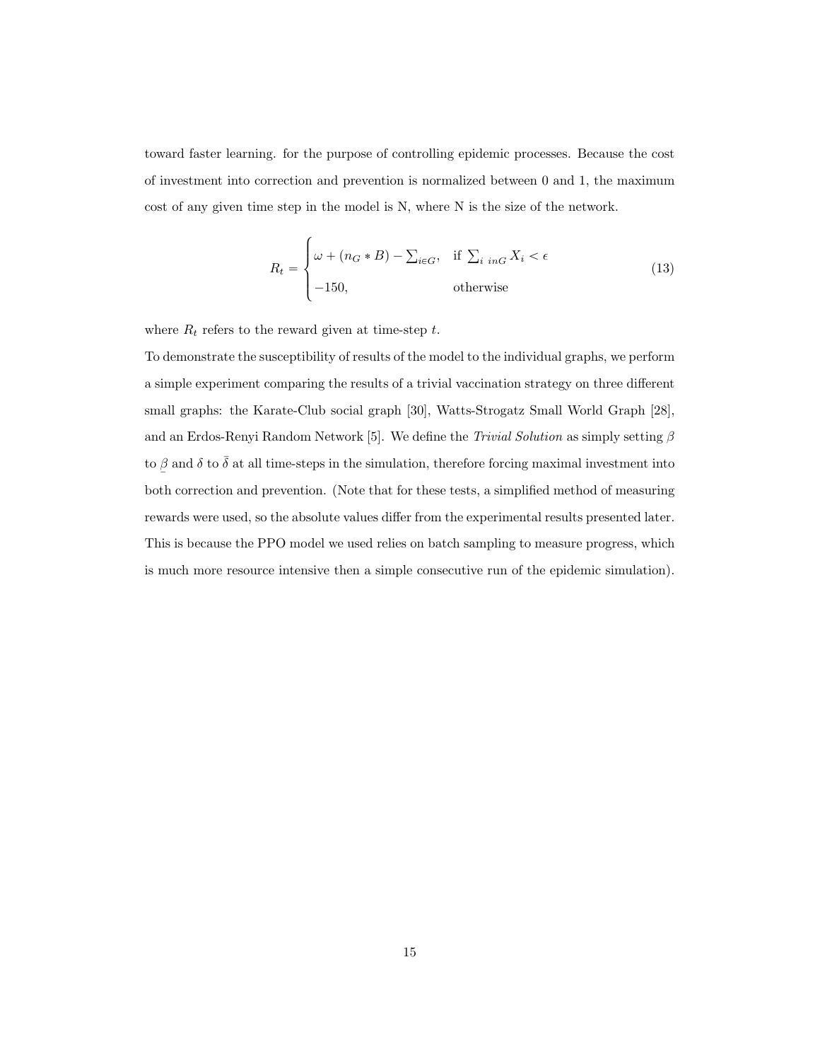toward faster learning. for the purpose of controlling epidemic processes. Because the cost of investment into correction and prevention is normalized between 0 and 1, the maximum cost of any given time step in the model is N, where N is the size of the network.

$$R_t = \begin{cases} \omega + (n_G * B) - \sum_{i \in G}, & \text{if } \sum_{i \ inG} X_i < \epsilon \\ -150, & \text{otherwise} \end{cases} \tag{13}$$

where $R_t$ refers to the reward given at time-step $t$.

To demonstrate the susceptibility of results of the model to the individual graphs, we perform a simple experiment comparing the results of a trivial vaccination strategy on three different small graphs: the Karate-Club social graph [30], Watts-Strogatz Small World Graph [28], and an Erdos-Renyi Random Network [5]. We define the *Trivial Solution* as simply setting $\beta$ to $\underline{\beta}$ and $\delta$ to $\bar{\delta}$ at all time-steps in the simulation, therefore forcing maximal investment into both correction and prevention. (Note that for these tests, a simplified method of measuring rewards were used, so the absolute values differ from the experimental results presented later. This is because the PPO model we used relies on batch sampling to measure progress, which is much more resource intensive then a simple consecutive run of the epidemic simulation).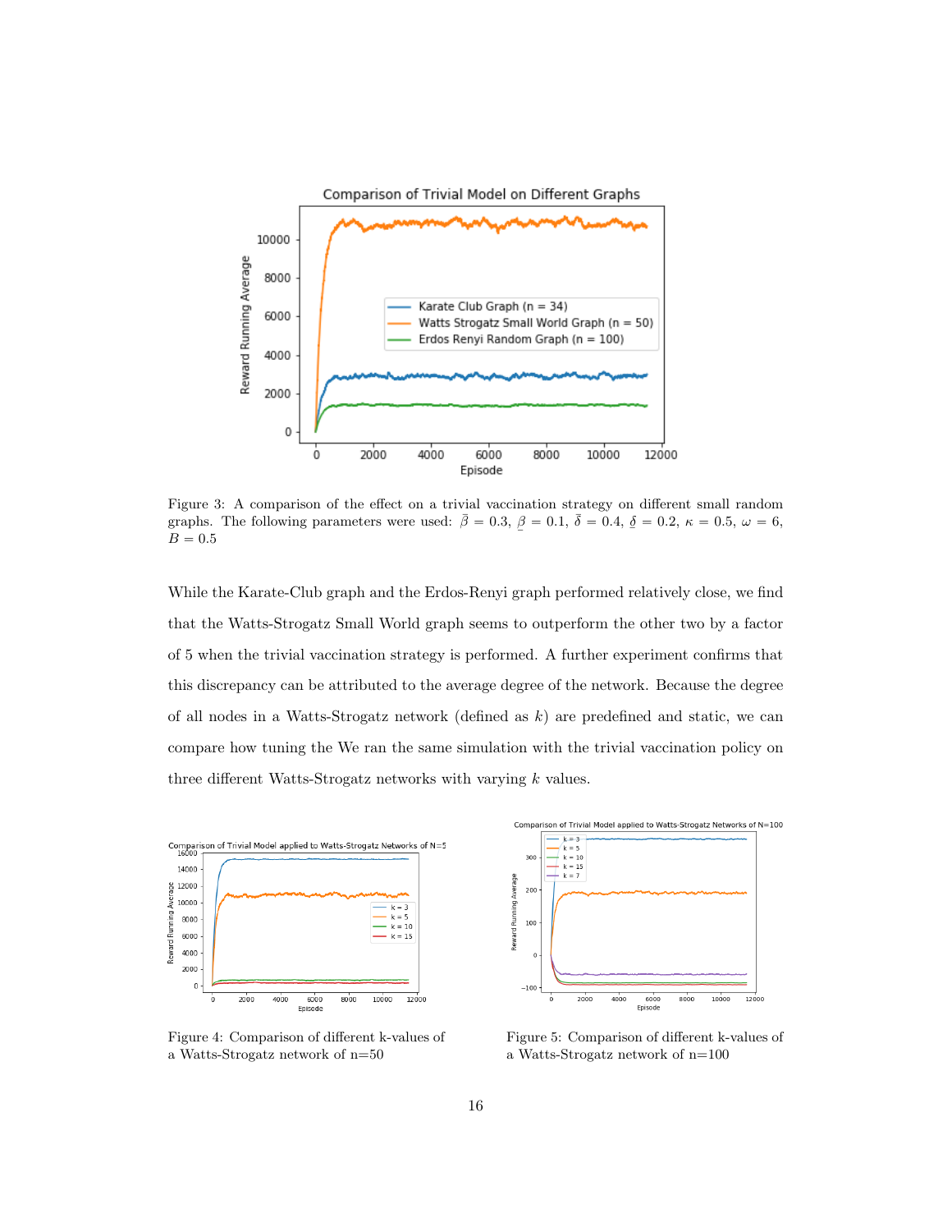Figure 3: A comparison of the effect on a trivial vaccination strategy on different small random graphs. The following parameters were used: $\bar{\beta} = 0.3$, $\underline{\beta} = 0.1$, $\bar{\delta} = 0.4$, $\underline{\delta} = 0.2$, $\kappa = 0.5$, $\omega = 6$, $B = 0.5$

While the Karate-Club graph and the Erdos-Renyi graph performed relatively close, we find that the Watts-Strogatz Small World graph seems to outperform the other two by a factor of 5 when the trivial vaccination strategy is performed. A further experiment confirms that this discrepancy can be attributed to the average degree of the network. Because the degree of all nodes in a Watts-Strogatz network (defined as $k$) are predefined and static, we can compare how tuning the We ran the same simulation with the trivial vaccination policy on three different Watts-Strogatz networks with varying $k$ values.

Figure 4: Comparison of different k-values of a Watts-Strogatz network of n=50

Figure 5: Comparison of different k-values of a Watts-Strogatz network of n=100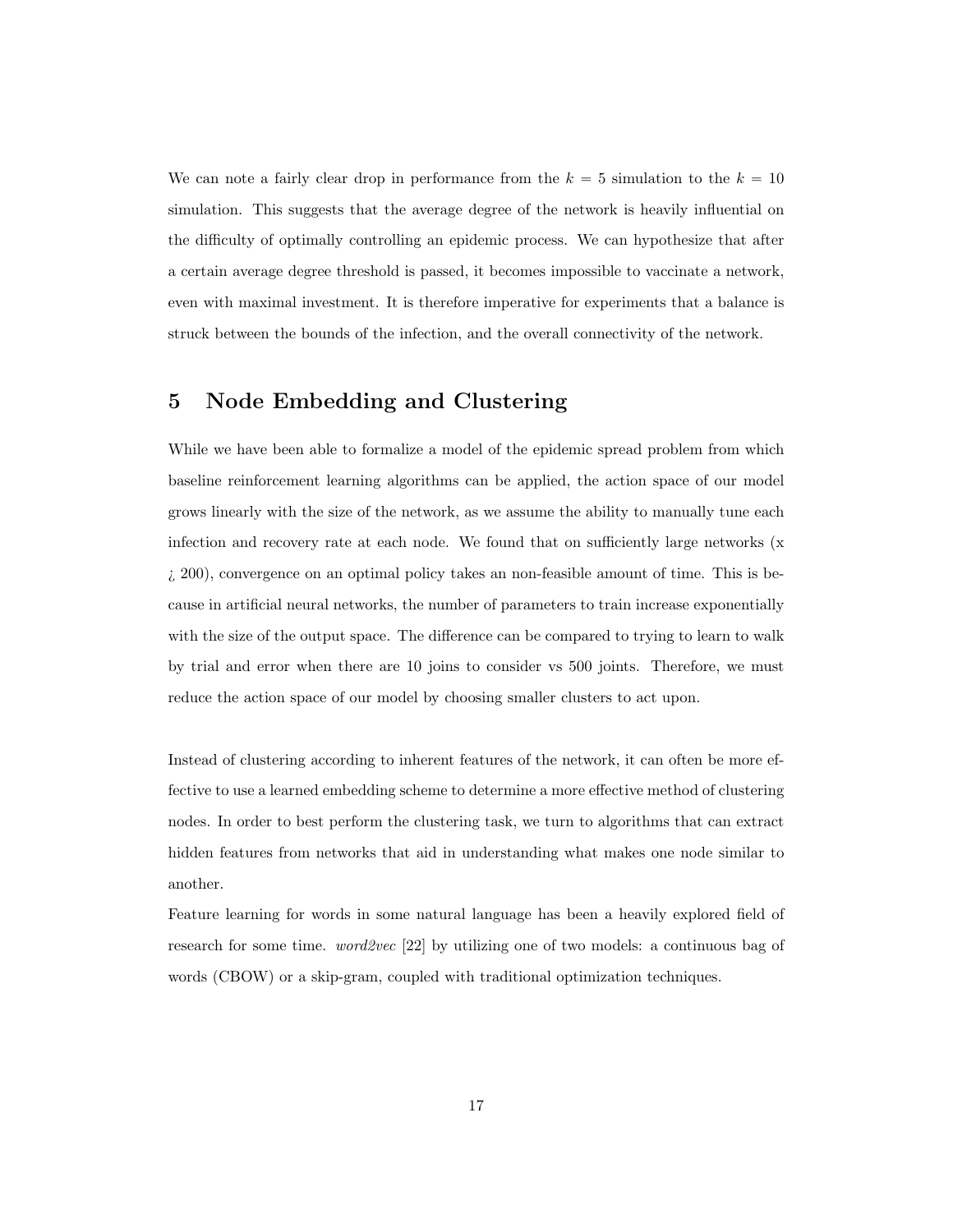We can note a fairly clear drop in performance from the $k = 5$ simulation to the $k = 10$ simulation. This suggests that the average degree of the network is heavily influential on the difficulty of optimally controlling an epidemic process. We can hypothesize that after a certain average degree threshold is passed, it becomes impossible to vaccinate a network, even with maximal investment. It is therefore imperative for experiments that a balance is struck between the bounds of the infection, and the overall connectivity of the network.

# 5 Node Embedding and Clustering

While we have been able to formalize a model of the epidemic spread problem from which baseline reinforcement learning algorithms can be applied, the action space of our model grows linearly with the size of the network, as we assume the ability to manually tune each infection and recovery rate at each node. We found that on sufficiently large networks (x ¿ 200), convergence on an optimal policy takes an non-feasible amount of time. This is because in artificial neural networks, the number of parameters to train increase exponentially with the size of the output space. The difference can be compared to trying to learn to walk by trial and error when there are 10 joins to consider vs 500 joints. Therefore, we must reduce the action space of our model by choosing smaller clusters to act upon.

Instead of clustering according to inherent features of the network, it can often be more effective to use a learned embedding scheme to determine a more effective method of clustering nodes. In order to best perform the clustering task, we turn to algorithms that can extract hidden features from networks that aid in understanding what makes one node similar to another.

Feature learning for words in some natural language has been a heavily explored field of research for some time. *word2vec* [22] by utilizing one of two models: a continuous bag of words (CBOW) or a skip-gram, coupled with traditional optimization techniques.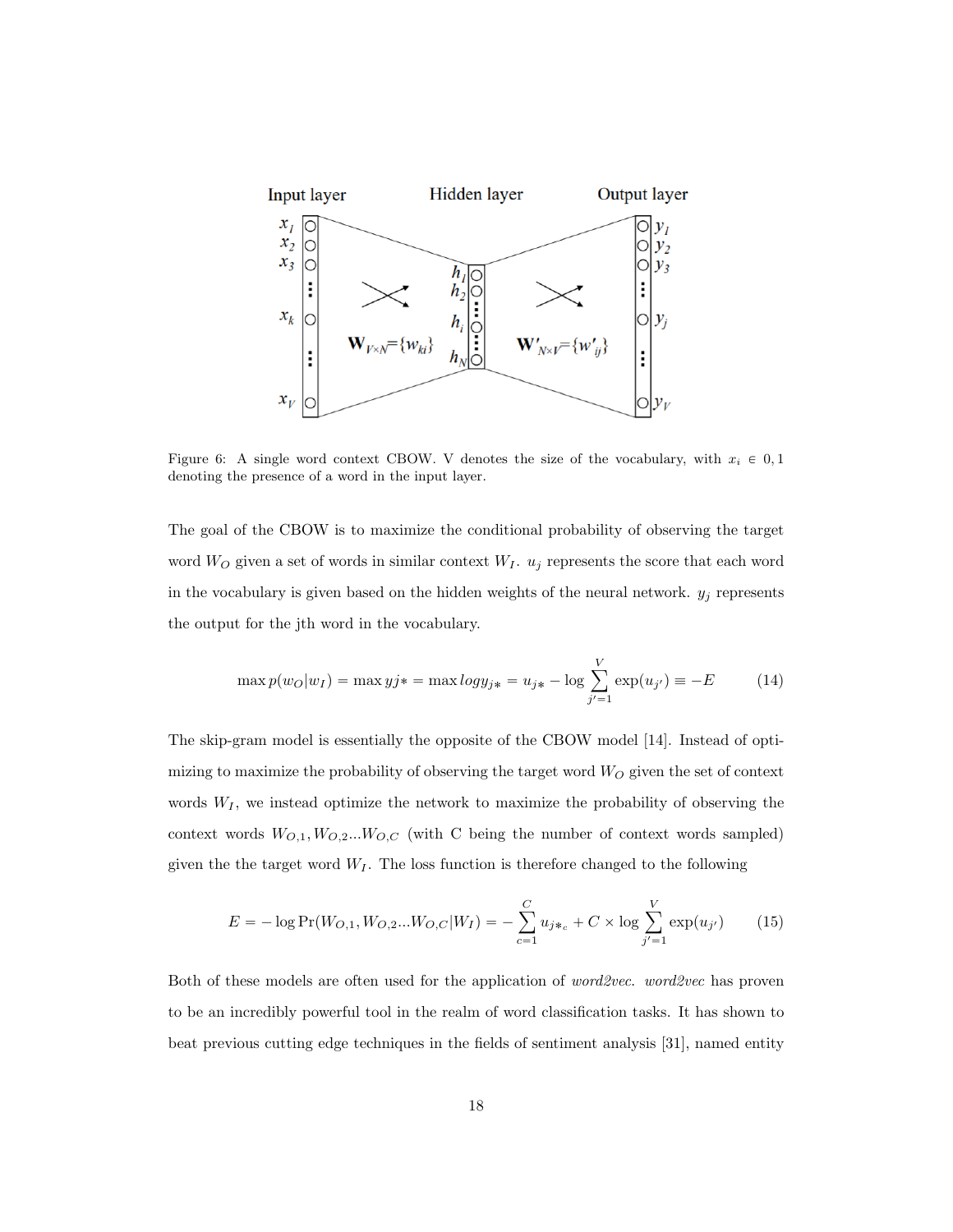Figure 6: A single word context CBOW. V denotes the size of the vocabulary, with $x_i \in 0, 1$ denoting the presence of a word in the input layer.

The goal of the CBOW is to maximize the conditional probability of observing the target word $W_O$ given a set of words in similar context $W_I$. $u_j$ represents the score that each word in the vocabulary is given based on the hidden weights of the neural network. $y_j$ represents the output for the jth word in the vocabulary.

$$\max p(w_O|w_I) = \max yj* = \max logy_{j*} = u_{j*} - \log \sum_{j'=1}^{V} \exp(u_{j'}) \equiv -E \tag{14}$$

The skip-gram model is essentially the opposite of the CBOW model [14]. Instead of optimizing to maximize the probability of observing the target word $W_O$ given the set of context words $W_I$, we instead optimize the network to maximize the probability of observing the context words $W_{O,1}, W_{O,2}...W_{O,C}$ (with C being the number of context words sampled) given the the target word $W_I$. The loss function is therefore changed to the following

$$E = -\log \Pr(W_{O,1}, W_{O,2}...W_{O,C}|W_I) = -\sum_{c=1}^{C} u_{j*_c} + C \times \log \sum_{j'=1}^{V} \exp(u_{j'}) \tag{15}$$

Both of these models are often used for the application of *word2vec*. *word2vec* has proven to be an incredibly powerful tool in the realm of word classification tasks. It has shown to beat previous cutting edge techniques in the fields of sentiment analysis [31], named entity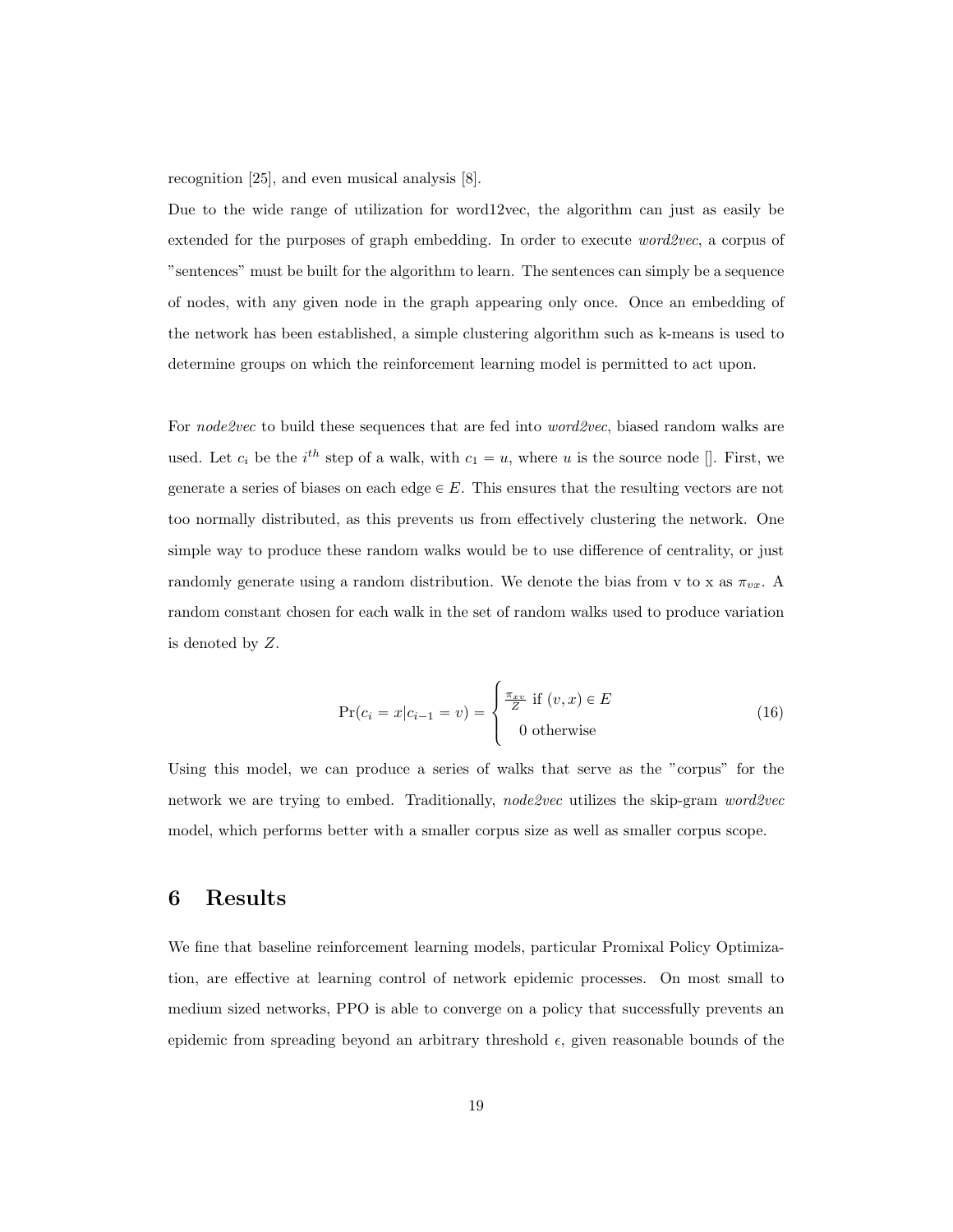recognition [25], and even musical analysis [8].

Due to the wide range of utilization for word12vec, the algorithm can just as easily be extended for the purposes of graph embedding. In order to execute *word2vec*, a corpus of "sentences" must be built for the algorithm to learn. The sentences can simply be a sequence of nodes, with any given node in the graph appearing only once. Once an embedding of the network has been established, a simple clustering algorithm such as k-means is used to determine groups on which the reinforcement learning model is permitted to act upon.

For *node2vec* to build these sequences that are fed into *word2vec*, biased random walks are used. Let $c_i$ be the $i^{th}$ step of a walk, with $c_1 = u$, where $u$ is the source node []. First, we generate a series of biases on each edge $\in E$. This ensures that the resulting vectors are not too normally distributed, as this prevents us from effectively clustering the network. One simple way to produce these random walks would be to use difference of centrality, or just randomly generate using a random distribution. We denote the bias from v to x as $\pi_{vx}$. A random constant chosen for each walk in the set of random walks used to produce variation is denoted by $Z$.

$$\Pr(c_i = x | c_{i-1} = v) = \begin{cases} \frac{\pi_{xv}}{Z} \text{ if } (v, x) \in E \\ 0 \text{ otherwise} \end{cases} \tag{16}$$

Using this model, we can produce a series of walks that serve as the "corpus" for the network we are trying to embed. Traditionally, *node2vec* utilizes the skip-gram *word2vec* model, which performs better with a smaller corpus size as well as smaller corpus scope.

# 6 Results

We fine that baseline reinforcement learning models, particular Promixal Policy Optimization, are effective at learning control of network epidemic processes. On most small to medium sized networks, PPO is able to converge on a policy that successfully prevents an epidemic from spreading beyond an arbitrary threshold $\epsilon$, given reasonable bounds of the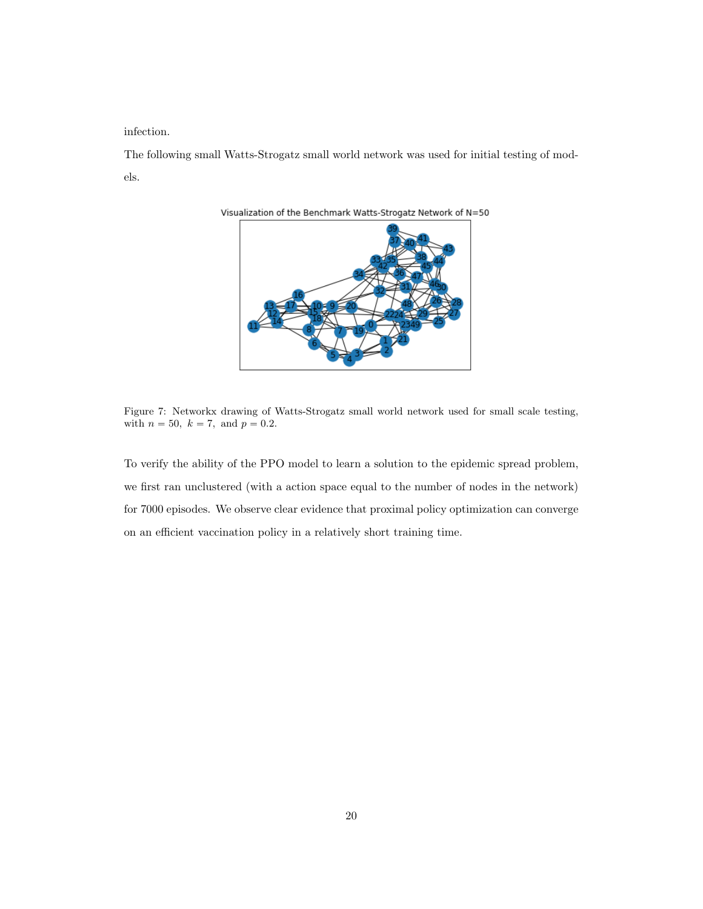infection.

The following small Watts-Strogatz small world network was used for initial testing of models.

Figure 7: Networkx drawing of Watts-Strogatz small world network used for small scale testing, with $n = 50,\ k = 7,$ and $p = 0.2$.

To verify the ability of the PPO model to learn a solution to the epidemic spread problem, we first ran unclustered (with a action space equal to the number of nodes in the network) for 7000 episodes. We observe clear evidence that proximal policy optimization can converge on an efficient vaccination policy in a relatively short training time.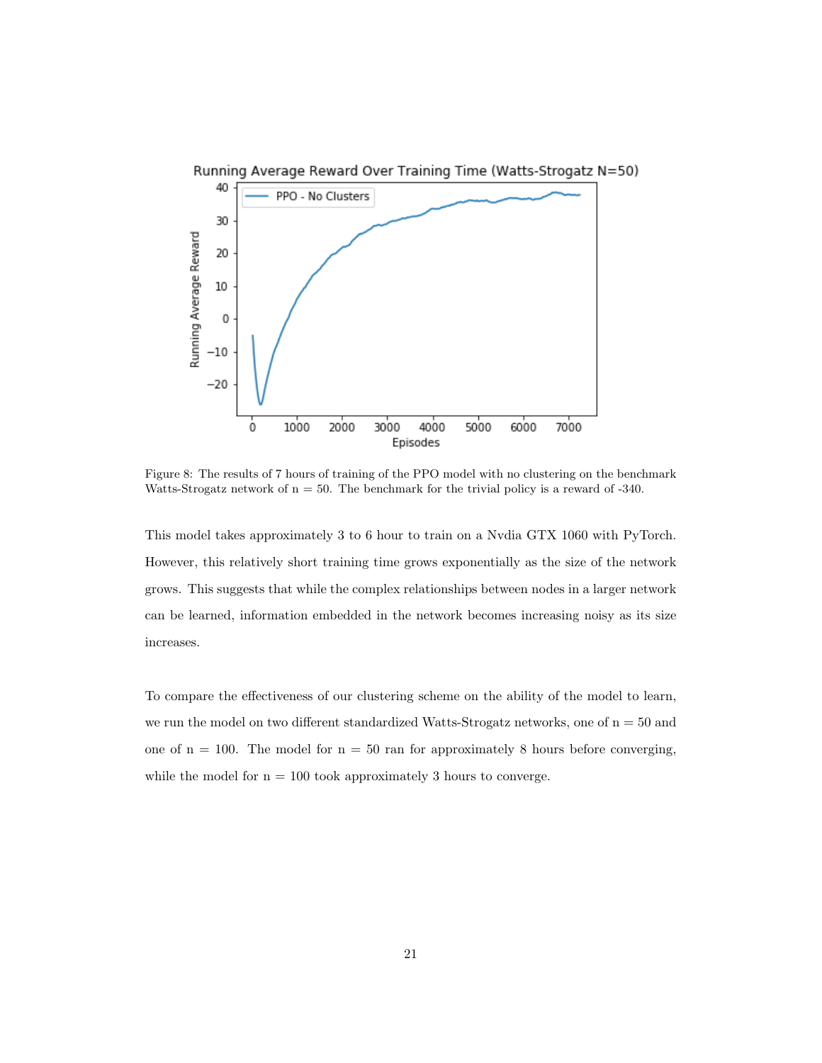Figure 8: The results of 7 hours of training of the PPO model with no clustering on the benchmark Watts-Strogatz network of n = 50. The benchmark for the trivial policy is a reward of -340.

This model takes approximately 3 to 6 hour to train on a Nvdia GTX 1060 with PyTorch. However, this relatively short training time grows exponentially as the size of the network grows. This suggests that while the complex relationships between nodes in a larger network can be learned, information embedded in the network becomes increasing noisy as its size increases.

To compare the effectiveness of our clustering scheme on the ability of the model to learn, we run the model on two different standardized Watts-Strogatz networks, one of n = 50 and one of n = 100. The model for n = 50 ran for approximately 8 hours before converging, while the model for n = 100 took approximately 3 hours to converge.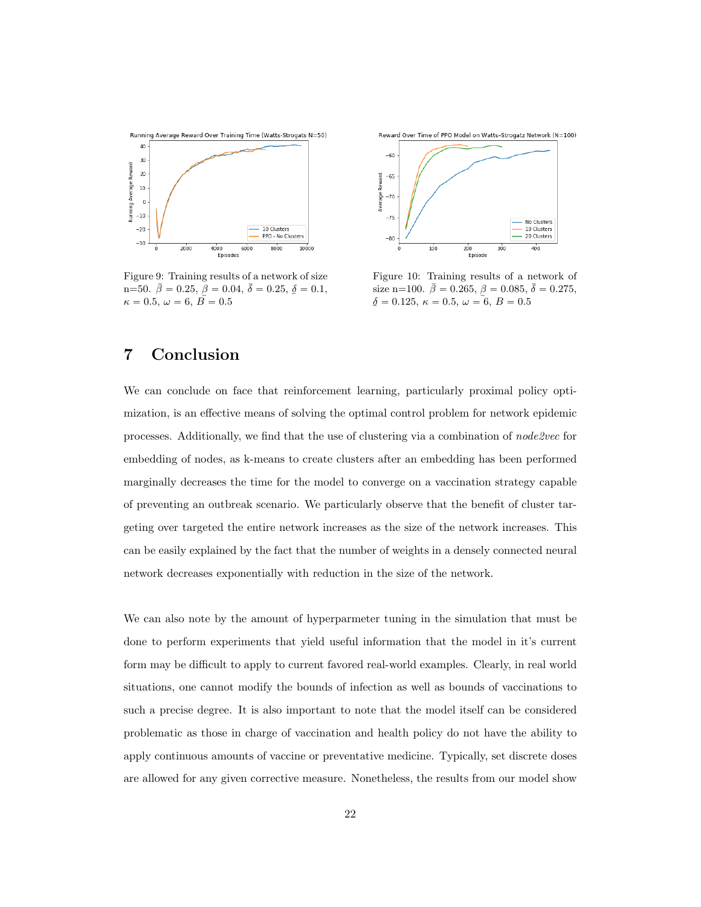Figure 9: Training results of a network of size n=50. $\bar{\beta} = 0.25$, $\underline{\beta} = 0.04$, $\bar{\delta} = 0.25$, $\underline{\delta} = 0.1$, $\kappa = 0.5$, $\omega = 6$, $B = 0.5$

Figure 10: Training results of a network of size n=100. $\bar{\beta} = 0.265$, $\underline{\beta} = 0.085$, $\bar{\delta} = 0.275$, $\underline{\delta} = 0.125$, $\kappa = 0.5$, $\omega = 6$, $B = 0.5$

# 7 Conclusion

We can conclude on face that reinforcement learning, particularly proximal policy optimization, is an effective means of solving the optimal control problem for network epidemic processes. Additionally, we find that the use of clustering via a combination of *node2vec* for embedding of nodes, as k-means to create clusters after an embedding has been performed marginally decreases the time for the model to converge on a vaccination strategy capable of preventing an outbreak scenario. We particularly observe that the benefit of cluster targeting over targeted the entire network increases as the size of the network increases. This can be easily explained by the fact that the number of weights in a densely connected neural network decreases exponentially with reduction in the size of the network.

We can also note by the amount of hyperparmeter tuning in the simulation that must be done to perform experiments that yield useful information that the model in it's current form may be difficult to apply to current favored real-world examples. Clearly, in real world situations, one cannot modify the bounds of infection as well as bounds of vaccinations to such a precise degree. It is also important to note that the model itself can be considered problematic as those in charge of vaccination and health policy do not have the ability to apply continuous amounts of vaccine or preventative medicine. Typically, set discrete doses are allowed for any given corrective measure. Nonetheless, the results from our model show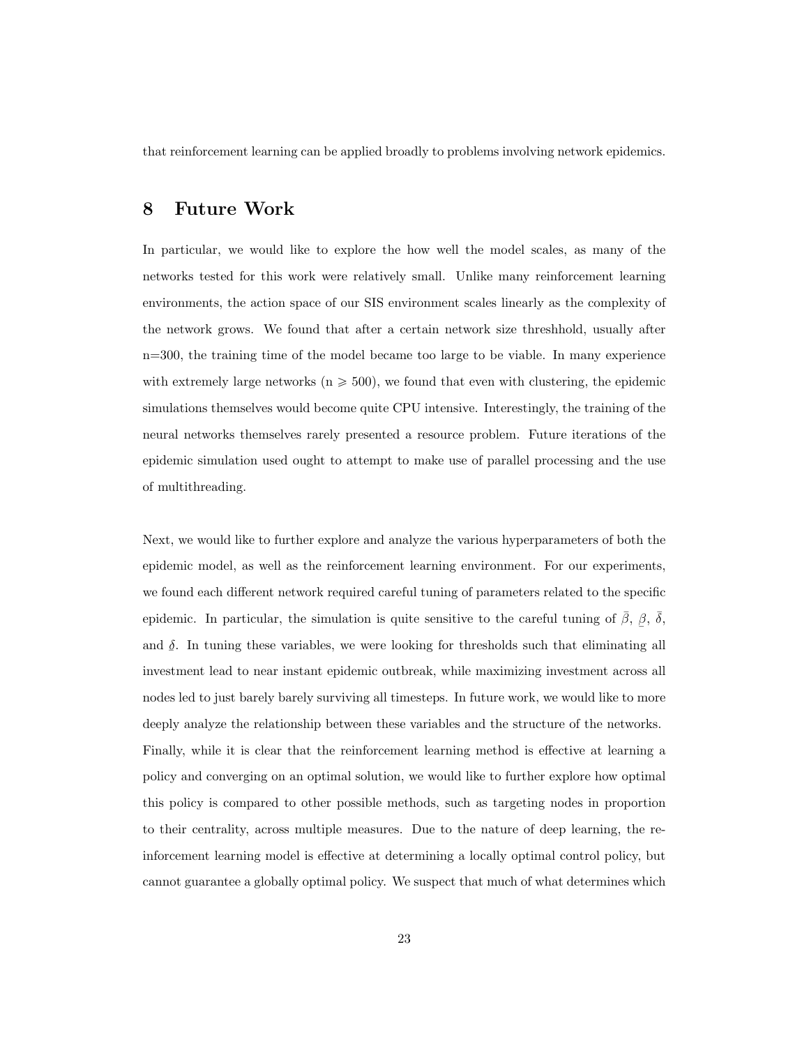that reinforcement learning can be applied broadly to problems involving network epidemics.

## 8 Future Work

In particular, we would like to explore the how well the model scales, as many of the networks tested for this work were relatively small. Unlike many reinforcement learning environments, the action space of our SIS environment scales linearly as the complexity of the network grows. We found that after a certain network size threshhold, usually after n=300, the training time of the model became too large to be viable. In many experience with extremely large networks ($n \geqslant 500$), we found that even with clustering, the epidemic simulations themselves would become quite CPU intensive. Interestingly, the training of the neural networks themselves rarely presented a resource problem. Future iterations of the epidemic simulation used ought to attempt to make use of parallel processing and the use of multithreading.

Next, we would like to further explore and analyze the various hyperparameters of both the epidemic model, as well as the reinforcement learning environment. For our experiments, we found each different network required careful tuning of parameters related to the specific epidemic. In particular, the simulation is quite sensitive to the careful tuning of $\bar{\beta}$, $\underline{\beta}$, $\bar{\delta}$, and $\underline{\delta}$. In tuning these variables, we were looking for thresholds such that eliminating all investment lead to near instant epidemic outbreak, while maximizing investment across all nodes led to just barely barely surviving all timesteps. In future work, we would like to more deeply analyze the relationship between these variables and the structure of the networks. Finally, while it is clear that the reinforcement learning method is effective at learning a policy and converging on an optimal solution, we would like to further explore how optimal this policy is compared to other possible methods, such as targeting nodes in proportion to their centrality, across multiple measures. Due to the nature of deep learning, the reinforcement learning model is effective at determining a locally optimal control policy, but cannot guarantee a globally optimal policy. We suspect that much of what determines which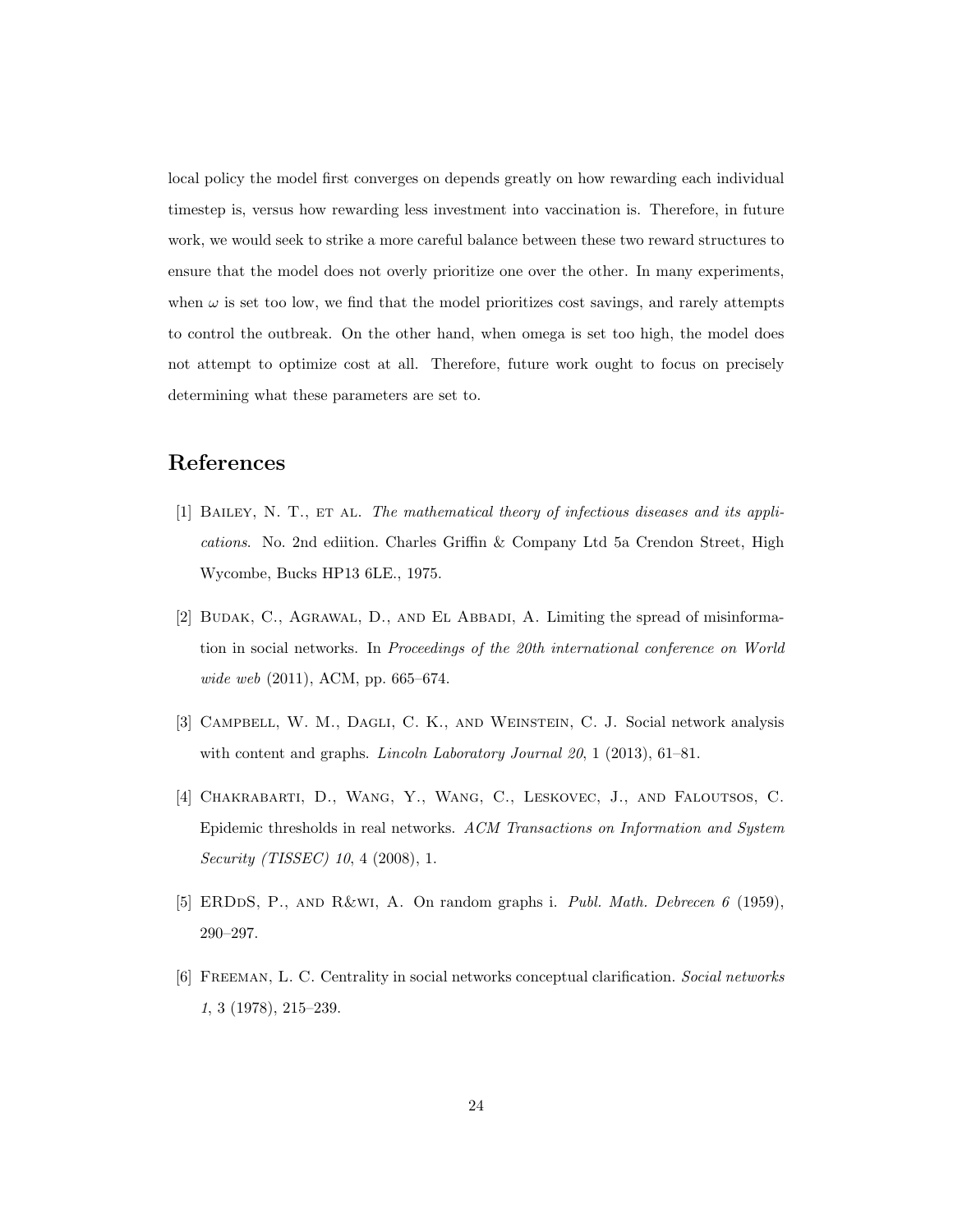local policy the model first converges on depends greatly on how rewarding each individual timestep is, versus how rewarding less investment into vaccination is. Therefore, in future work, we would seek to strike a more careful balance between these two reward structures to ensure that the model does not overly prioritize one over the other. In many experiments, when $\omega$ is set too low, we find that the model prioritizes cost savings, and rarely attempts to control the outbreak. On the other hand, when omega is set too high, the model does not attempt to optimize cost at all. Therefore, future work ought to focus on precisely determining what these parameters are set to.

# References

[1] Bailey, N. T., et al. *The mathematical theory of infectious diseases and its applications*. No. 2nd ediition. Charles Griffin & Company Ltd 5a Crendon Street, High Wycombe, Bucks HP13 6LE., 1975.

[2] Budak, C., Agrawal, D., and El Abbadi, A. Limiting the spread of misinformation in social networks. In *Proceedings of the 20th international conference on World wide web* (2011), ACM, pp. 665–674.

[3] Campbell, W. M., Dagli, C. K., and Weinstein, C. J. Social network analysis with content and graphs. *Lincoln Laboratory Journal 20*, 1 (2013), 61–81.

[4] Chakrabarti, D., Wang, Y., Wang, C., Leskovec, J., and Faloutsos, C. Epidemic thresholds in real networks. *ACM Transactions on Information and System Security (TISSEC) 10*, 4 (2008), 1.

[5] ERDdS, P., and R&wi, A. On random graphs i. *Publ. Math. Debrecen 6* (1959), 290–297.

[6] Freeman, L. C. Centrality in social networks conceptual clarification. *Social networks 1*, 3 (1978), 215–239.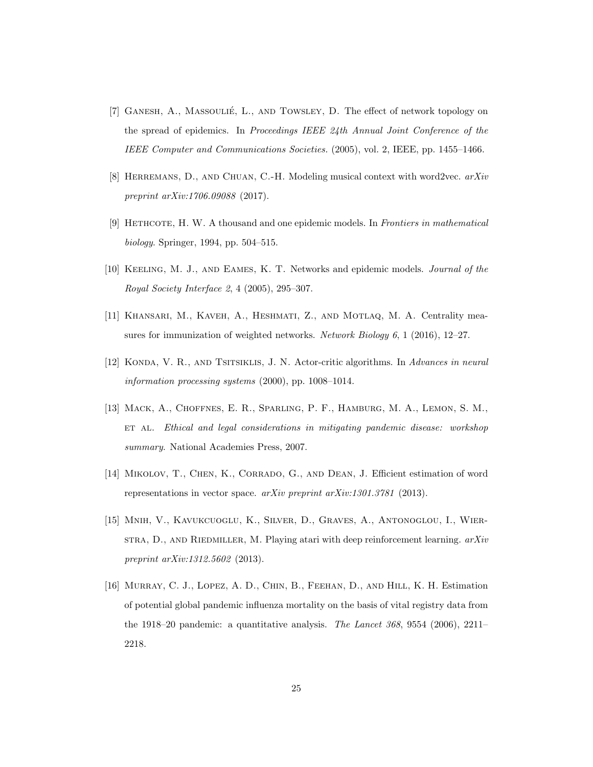[7] Ganesh, A., Massoulié, L., and Towsley, D. The effect of network topology on the spread of epidemics. In *Proceedings IEEE 24th Annual Joint Conference of the IEEE Computer and Communications Societies.* (2005), vol. 2, IEEE, pp. 1455–1466.

[8] Herremans, D., and Chuan, C.-H. Modeling musical context with word2vec. *arXiv preprint arXiv:1706.09088* (2017).

[9] Hethcote, H. W. A thousand and one epidemic models. In *Frontiers in mathematical biology*. Springer, 1994, pp. 504–515.

[10] Keeling, M. J., and Eames, K. T. Networks and epidemic models. *Journal of the Royal Society Interface 2*, 4 (2005), 295–307.

[11] Khansari, M., Kaveh, A., Heshmati, Z., and Motlaq, M. A. Centrality measures for immunization of weighted networks. *Network Biology 6*, 1 (2016), 12–27.

[12] Konda, V. R., and Tsitsiklis, J. N. Actor-critic algorithms. In *Advances in neural information processing systems* (2000), pp. 1008–1014.

[13] Mack, A., Choffnes, E. R., Sparling, P. F., Hamburg, M. A., Lemon, S. M., et al. *Ethical and legal considerations in mitigating pandemic disease: workshop summary*. National Academies Press, 2007.

[14] Mikolov, T., Chen, K., Corrado, G., and Dean, J. Efficient estimation of word representations in vector space. *arXiv preprint arXiv:1301.3781* (2013).

[15] Mnih, V., Kavukcuoglu, K., Silver, D., Graves, A., Antonoglou, I., Wierstra, D., and Riedmiller, M. Playing atari with deep reinforcement learning. *arXiv preprint arXiv:1312.5602* (2013).

[16] Murray, C. J., Lopez, A. D., Chin, B., Feehan, D., and Hill, K. H. Estimation of potential global pandemic influenza mortality on the basis of vital registry data from the 1918–20 pandemic: a quantitative analysis. *The Lancet 368*, 9554 (2006), 2211–2218.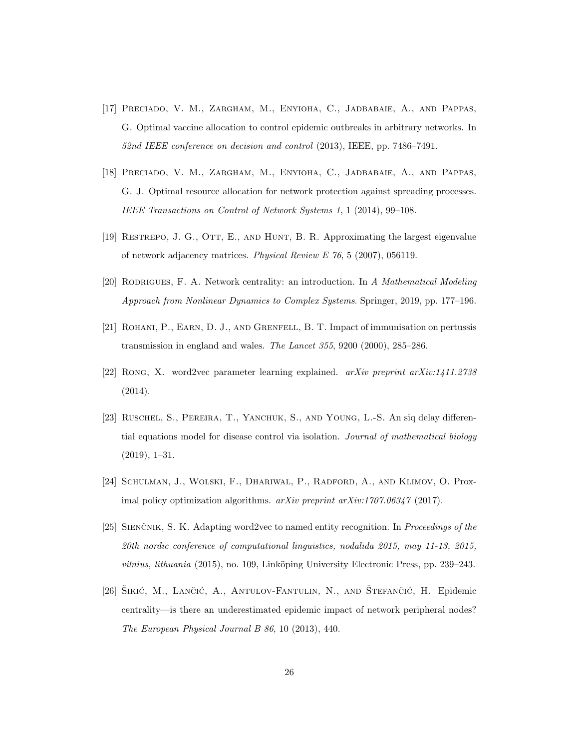[17] Preciado, V. M., Zargham, M., Enyioha, C., Jadbabaie, A., and Pappas, G. Optimal vaccine allocation to control epidemic outbreaks in arbitrary networks. In *52nd IEEE conference on decision and control* (2013), IEEE, pp. 7486–7491.

[18] Preciado, V. M., Zargham, M., Enyioha, C., Jadbabaie, A., and Pappas, G. J. Optimal resource allocation for network protection against spreading processes. *IEEE Transactions on Control of Network Systems 1*, 1 (2014), 99–108.

[19] Restrepo, J. G., Ott, E., and Hunt, B. R. Approximating the largest eigenvalue of network adjacency matrices. *Physical Review E 76*, 5 (2007), 056119.

[20] Rodrigues, F. A. Network centrality: an introduction. In *A Mathematical Modeling Approach from Nonlinear Dynamics to Complex Systems*. Springer, 2019, pp. 177–196.

[21] Rohani, P., Earn, D. J., and Grenfell, B. T. Impact of immunisation on pertussis transmission in england and wales. *The Lancet 355*, 9200 (2000), 285–286.

[22] Rong, X. word2vec parameter learning explained. *arXiv preprint arXiv:1411.2738* (2014).

[23] Ruschel, S., Pereira, T., Yanchuk, S., and Young, L.-S. An siq delay differential equations model for disease control via isolation. *Journal of mathematical biology* (2019), 1–31.

[24] Schulman, J., Wolski, F., Dhariwal, P., Radford, A., and Klimov, O. Proximal policy optimization algorithms. *arXiv preprint arXiv:1707.06347* (2017).

[25] Sienčnik, S. K. Adapting word2vec to named entity recognition. In *Proceedings of the 20th nordic conference of computational linguistics, nodalida 2015, may 11-13, 2015, vilnius, lithuania* (2015), no. 109, Linköping University Electronic Press, pp. 239–243.

[26] Šikić, M., Lančić, A., Antulov-Fantulin, N., and Štefančić, H. Epidemic centrality—is there an underestimated epidemic impact of network peripheral nodes? *The European Physical Journal B 86*, 10 (2013), 440.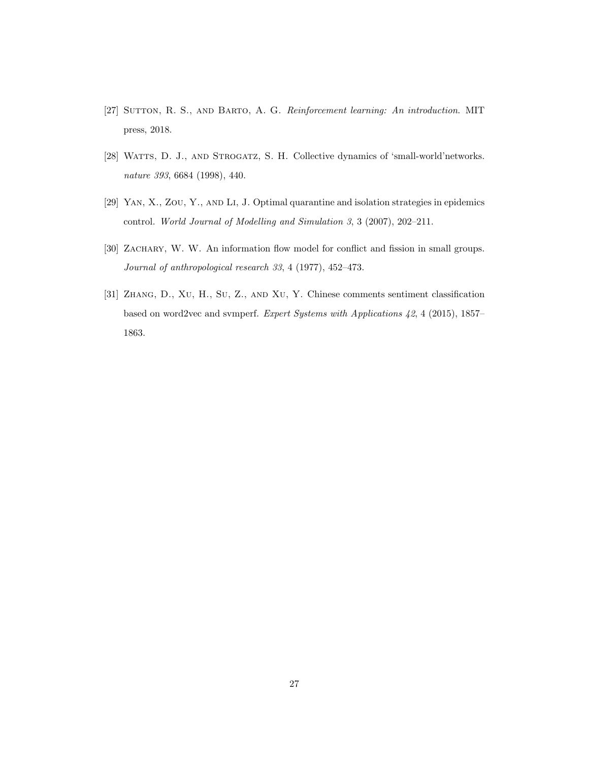[27] Sutton, R. S., and Barto, A. G. *Reinforcement learning: An introduction*. MIT press, 2018.

[28] Watts, D. J., and Strogatz, S. H. Collective dynamics of 'small-world'networks. *nature 393*, 6684 (1998), 440.

[29] Yan, X., Zou, Y., and Li, J. Optimal quarantine and isolation strategies in epidemics control. *World Journal of Modelling and Simulation 3*, 3 (2007), 202–211.

[30] Zachary, W. W. An information flow model for conflict and fission in small groups. *Journal of anthropological research 33*, 4 (1977), 452–473.

[31] Zhang, D., Xu, H., Su, Z., and Xu, Y. Chinese comments sentiment classification based on word2vec and svmperf. *Expert Systems with Applications 42*, 4 (2015), 1857–1863.